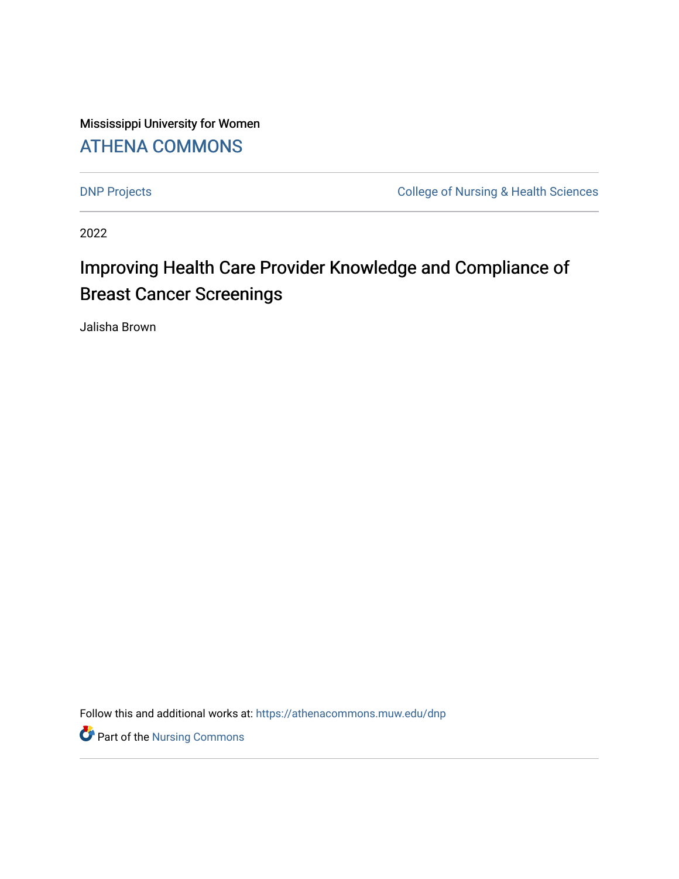Mississippi University for Women

# ATHENA COMMONS

DNP Projects

College of Nursing & Health Sciences

2022

## Improving Health Care Provider Knowledge and Compliance of Breast Cancer Screenings

Jalisha Brown

Follow this and additional works at: https://athenacommons.muw.edu/dnp

Part of the Nursing Commons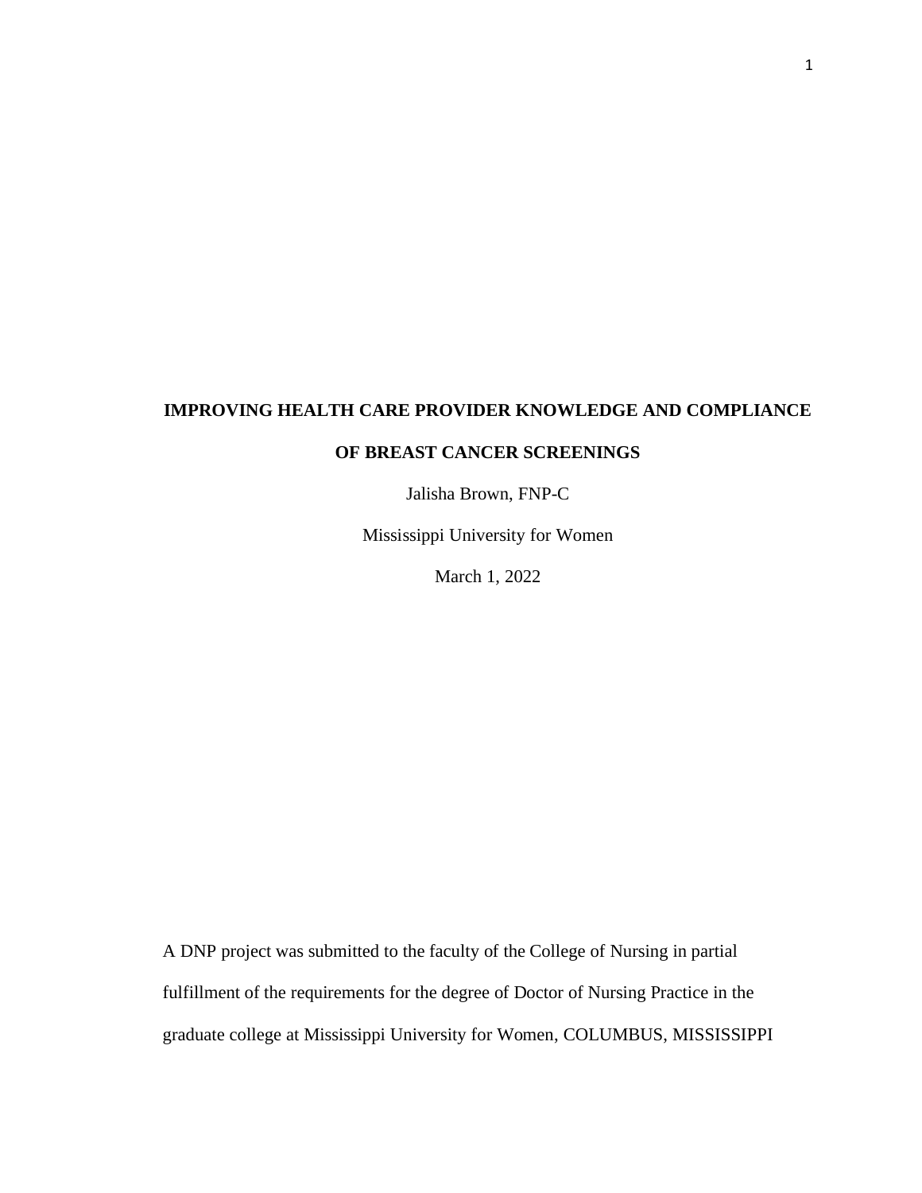# IMPROVING HEALTH CARE PROVIDER KNOWLEDGE AND COMPLIANCE OF BREAST CANCER SCREENINGS

Jalisha Brown, FNP-C

Mississippi University for Women

March 1, 2022

A DNP project was submitted to the faculty of the College of Nursing in partial fulfillment of the requirements for the degree of Doctor of Nursing Practice in the graduate college at Mississippi University for Women, COLUMBUS, MISSISSIPPI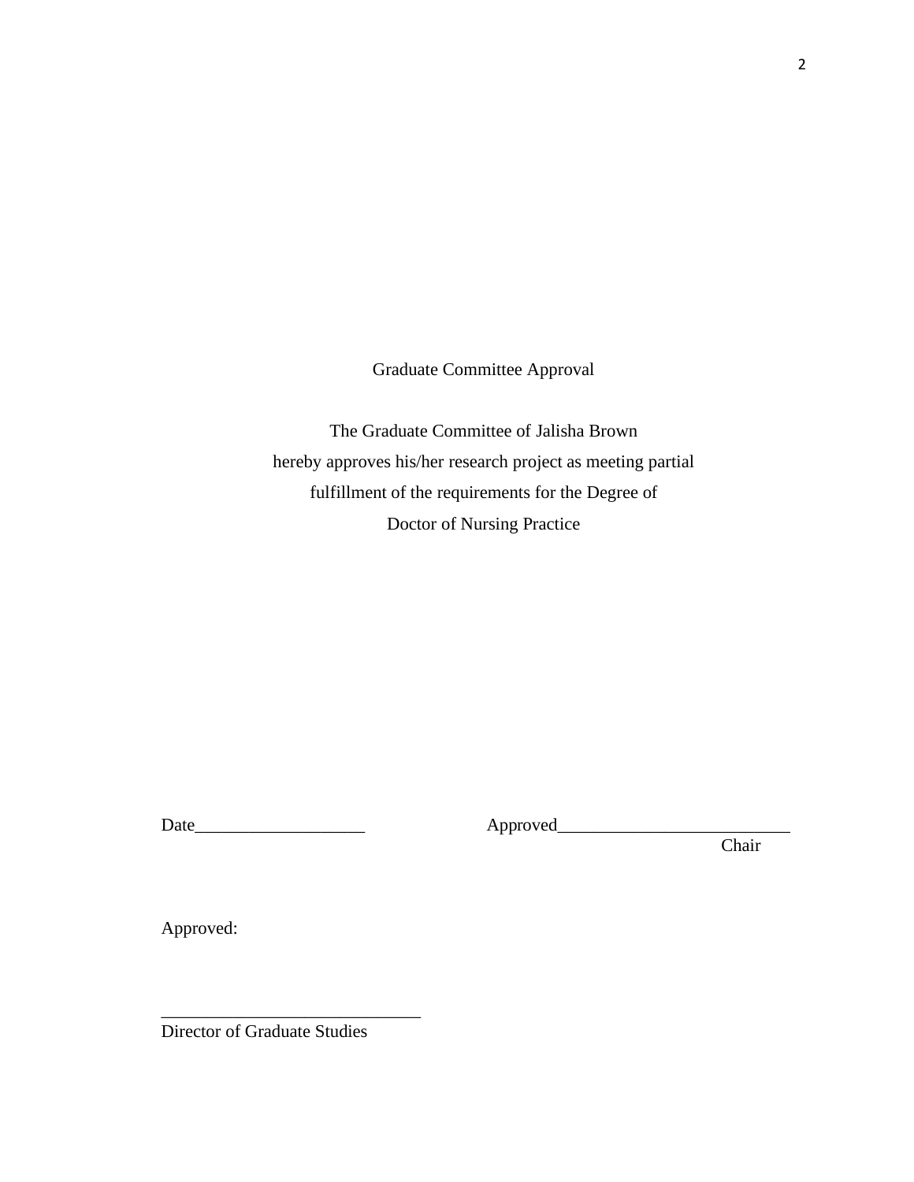Graduate Committee Approval

The Graduate Committee of Jalisha Brown
hereby approves his/her research project as meeting partial
fulfillment of the requirements for the Degree of
Doctor of Nursing Practice

Date___________________ Approved__________________________
Chair

Approved:

_____________________________
Director of Graduate Studies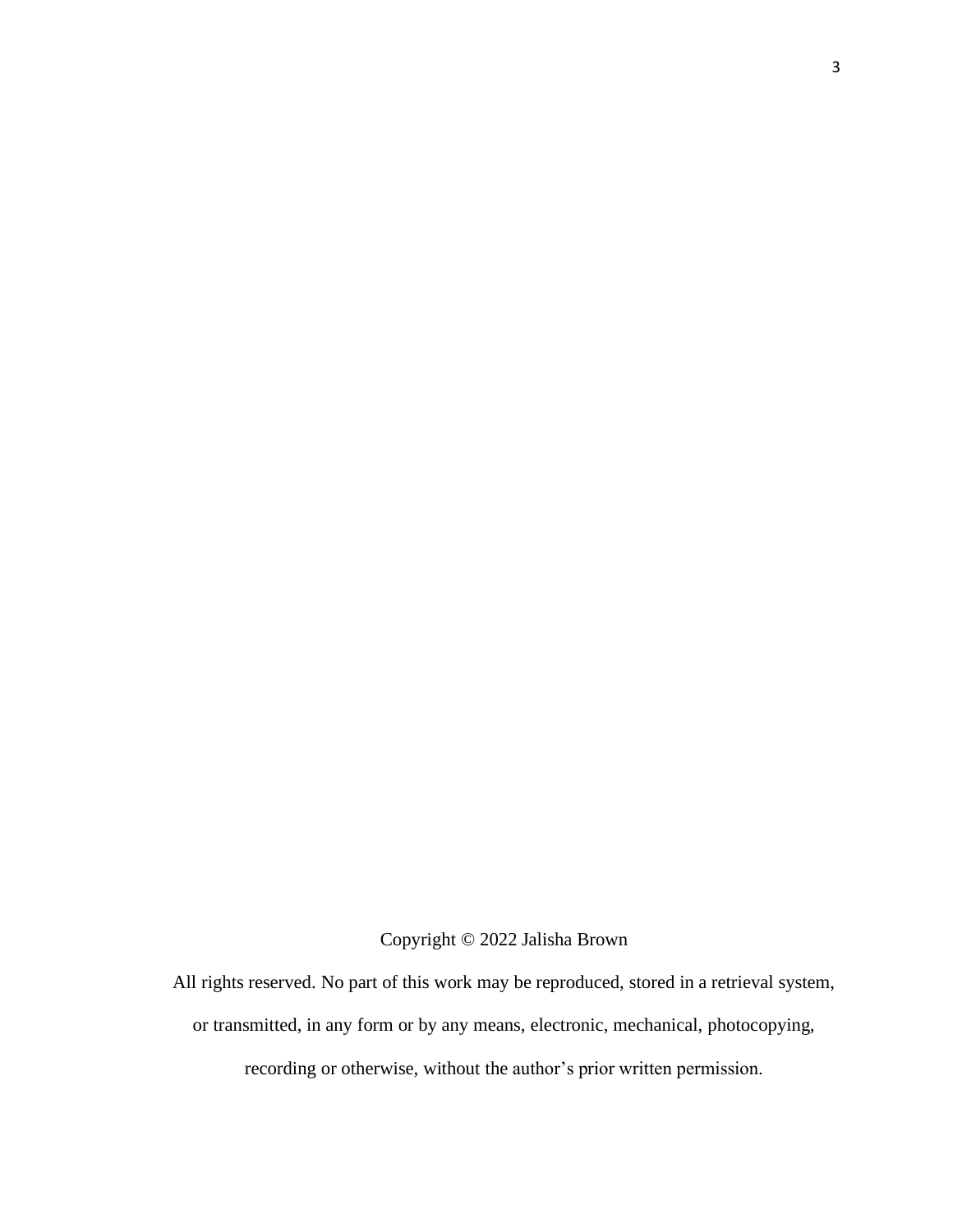Copyright © 2022 Jalisha Brown

All rights reserved. No part of this work may be reproduced, stored in a retrieval system, or transmitted, in any form or by any means, electronic, mechanical, photocopying, recording or otherwise, without the author's prior written permission.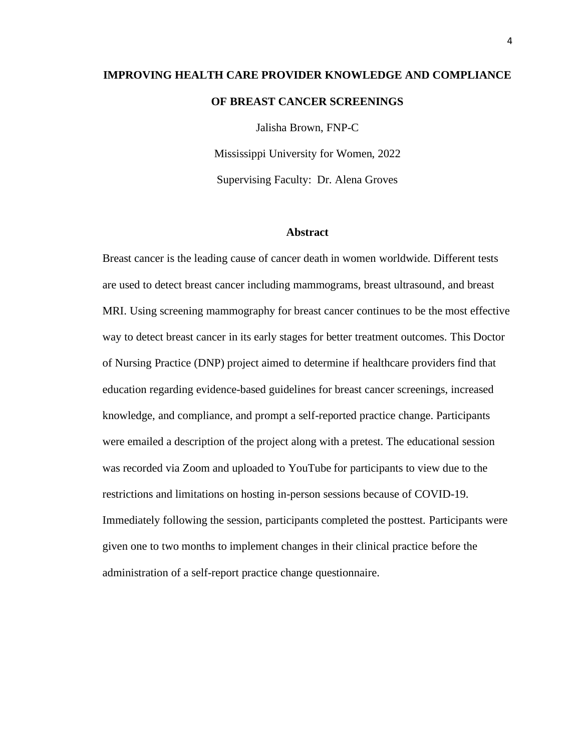# IMPROVING HEALTH CARE PROVIDER KNOWLEDGE AND COMPLIANCE OF BREAST CANCER SCREENINGS

Jalisha Brown, FNP-C

Mississippi University for Women, 2022

Supervising Faculty: Dr. Alena Groves

## Abstract

Breast cancer is the leading cause of cancer death in women worldwide. Different tests are used to detect breast cancer including mammograms, breast ultrasound, and breast MRI. Using screening mammography for breast cancer continues to be the most effective way to detect breast cancer in its early stages for better treatment outcomes. This Doctor of Nursing Practice (DNP) project aimed to determine if healthcare providers find that education regarding evidence-based guidelines for breast cancer screenings, increased knowledge, and compliance, and prompt a self-reported practice change. Participants were emailed a description of the project along with a pretest. The educational session was recorded via Zoom and uploaded to YouTube for participants to view due to the restrictions and limitations on hosting in-person sessions because of COVID-19. Immediately following the session, participants completed the posttest. Participants were given one to two months to implement changes in their clinical practice before the administration of a self-report practice change questionnaire.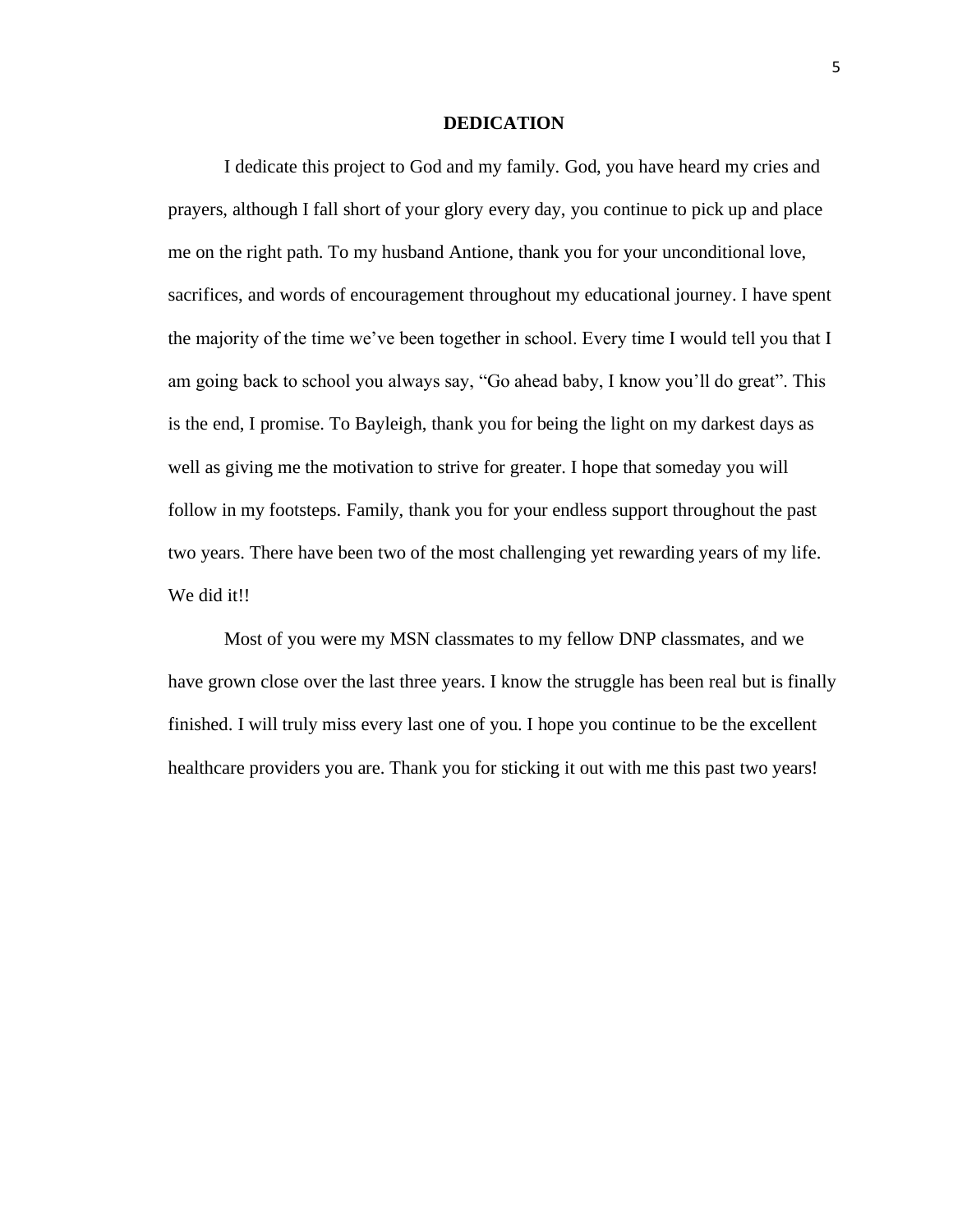## DEDICATION

I dedicate this project to God and my family. God, you have heard my cries and prayers, although I fall short of your glory every day, you continue to pick up and place me on the right path. To my husband Antione, thank you for your unconditional love, sacrifices, and words of encouragement throughout my educational journey. I have spent the majority of the time we've been together in school. Every time I would tell you that I am going back to school you always say, "Go ahead baby, I know you'll do great". This is the end, I promise. To Bayleigh, thank you for being the light on my darkest days as well as giving me the motivation to strive for greater. I hope that someday you will follow in my footsteps. Family, thank you for your endless support throughout the past two years. There have been two of the most challenging yet rewarding years of my life. We did it!!

Most of you were my MSN classmates to my fellow DNP classmates, and we have grown close over the last three years. I know the struggle has been real but is finally finished. I will truly miss every last one of you. I hope you continue to be the excellent healthcare providers you are. Thank you for sticking it out with me this past two years!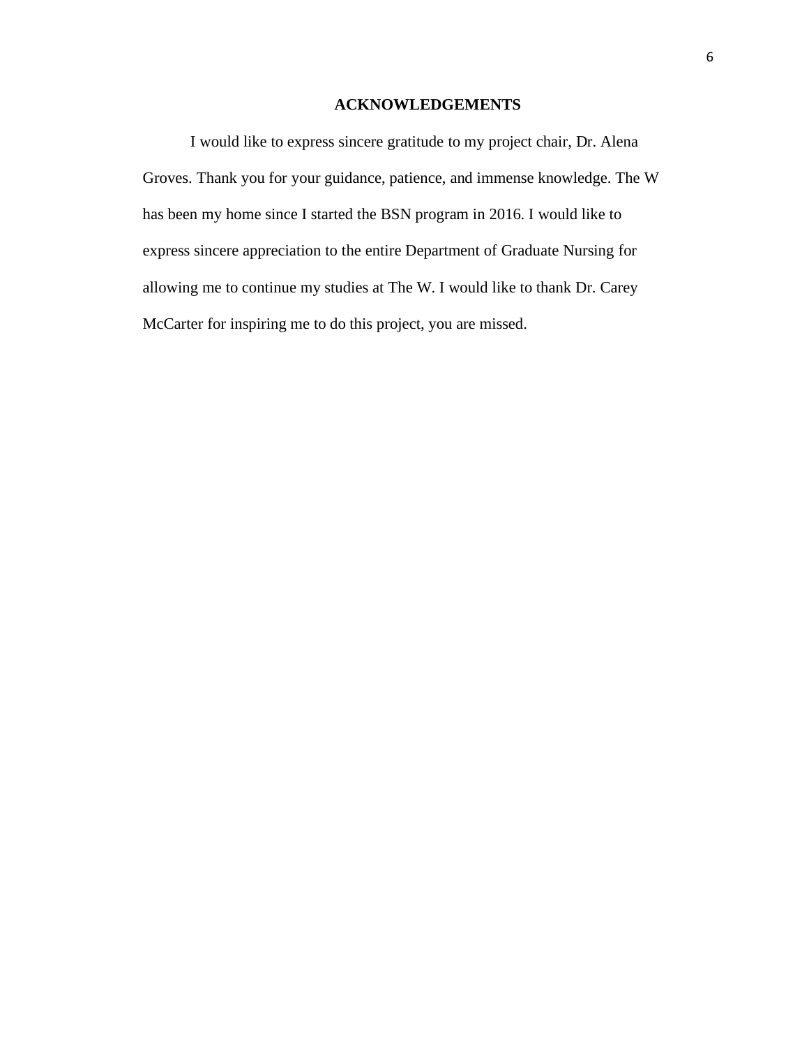## ACKNOWLEDGEMENTS

I would like to express sincere gratitude to my project chair, Dr. Alena Groves. Thank you for your guidance, patience, and immense knowledge. The W has been my home since I started the BSN program in 2016. I would like to express sincere appreciation to the entire Department of Graduate Nursing for allowing me to continue my studies at The W. I would like to thank Dr. Carey McCarter for inspiring me to do this project, you are missed.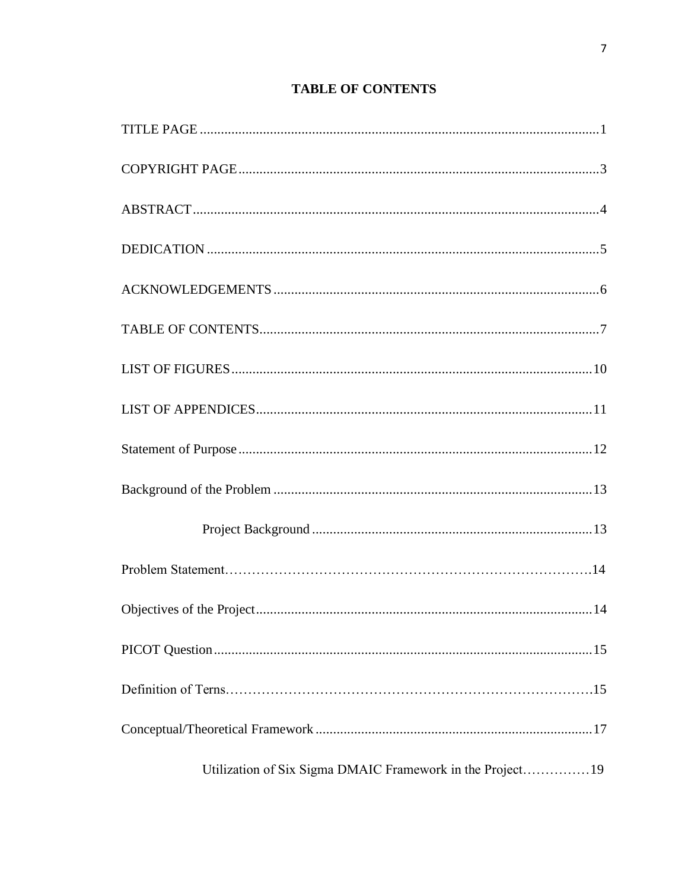# TABLE OF CONTENTS

TITLE PAGE ....................................................................................................................1

COPYRIGHT PAGE.........................................................................................................3

ABSTRACT.....................................................................................................................4

DEDICATION ..................................................................................................................5

ACKNOWLEDGEMENTS ..............................................................................................6

TABLE OF CONTENTS..................................................................................................7

LIST OF FIGURES.........................................................................................................10

LIST OF APPENDICES..................................................................................................11

Statement of Purpose ......................................................................................................12

Background of the Problem ............................................................................................13

Project Background ........................................................................................13

Problem Statement……………………………………………………………………….14

Objectives of the Project..................................................................................................14

PICOT Question..............................................................................................................15

Definition of Terns……………………………………………………………………….15

Conceptual/Theoretical Framework ................................................................................17

Utilization of Six Sigma DMAIC Framework in the Project……………19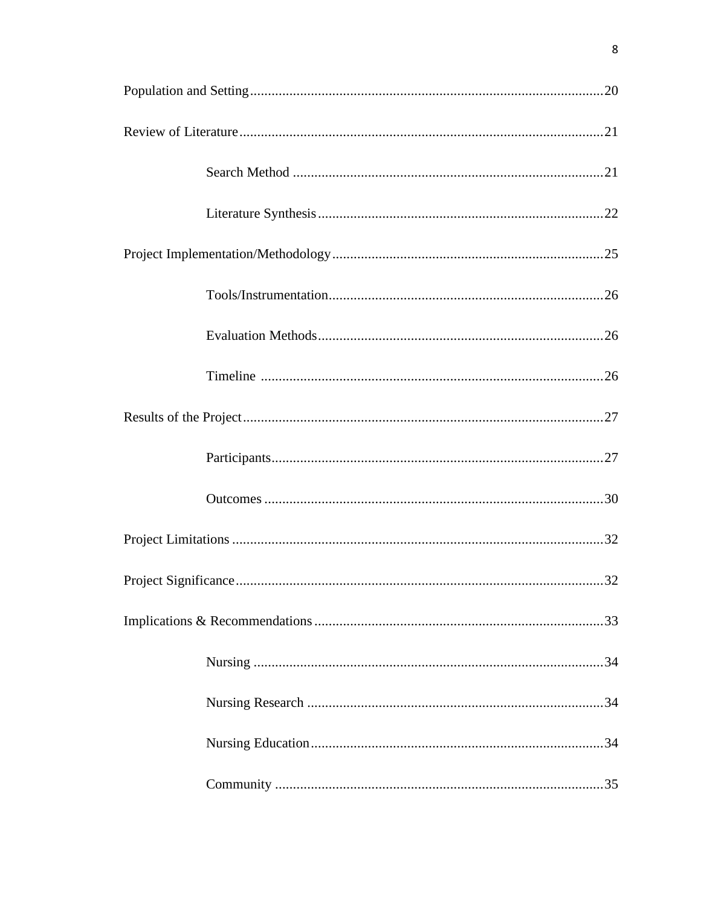Population and Setting....................................................................................................20

Review of Literature.......................................................................................................21

Search Method ........................................................................................21

Literature Synthesis.................................................................................22

Project Implementation/Methodology............................................................................25

Tools/Instrumentation..............................................................................26

Evaluation Methods.................................................................................26

Timeline .................................................................................................26

Results of the Project......................................................................................................27

Participants..............................................................................................27

Outcomes ................................................................................................30

Project Limitations .........................................................................................................32

Project Significance........................................................................................................32

Implications & Recommendations..................................................................................33

Nursing ...................................................................................................34

Nursing Research ....................................................................................34

Nursing Education...................................................................................34

Community .............................................................................................35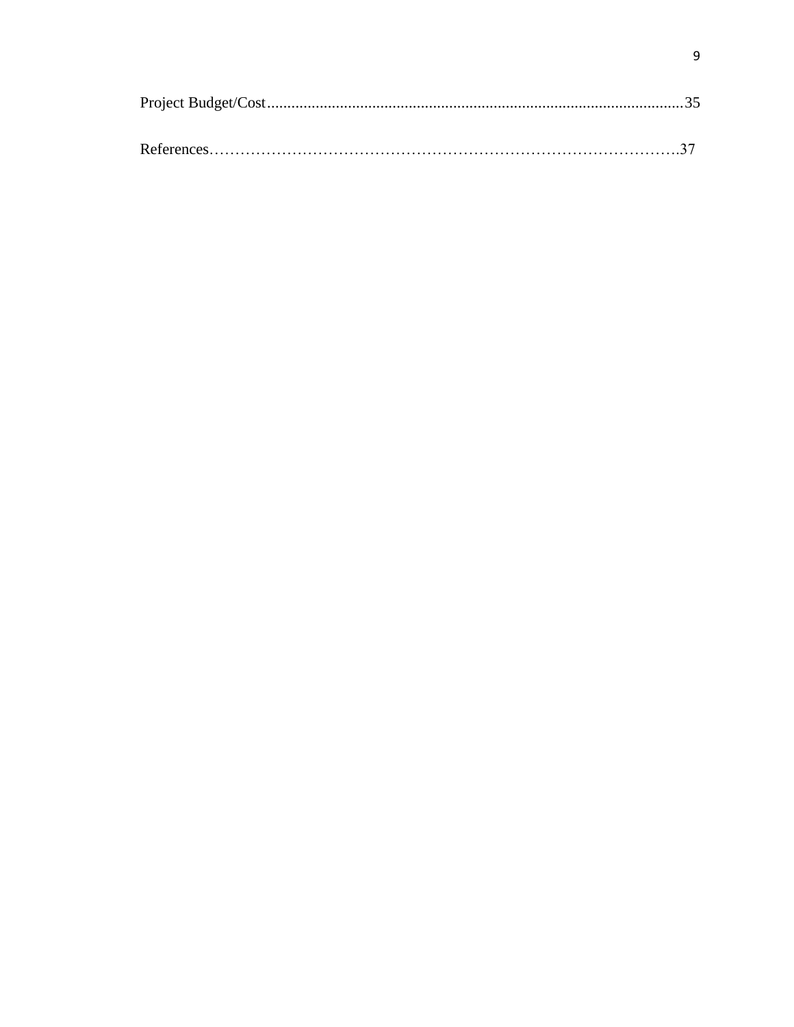Project Budget/Cost......................................................................................................35

References……………………………………………………………………………….37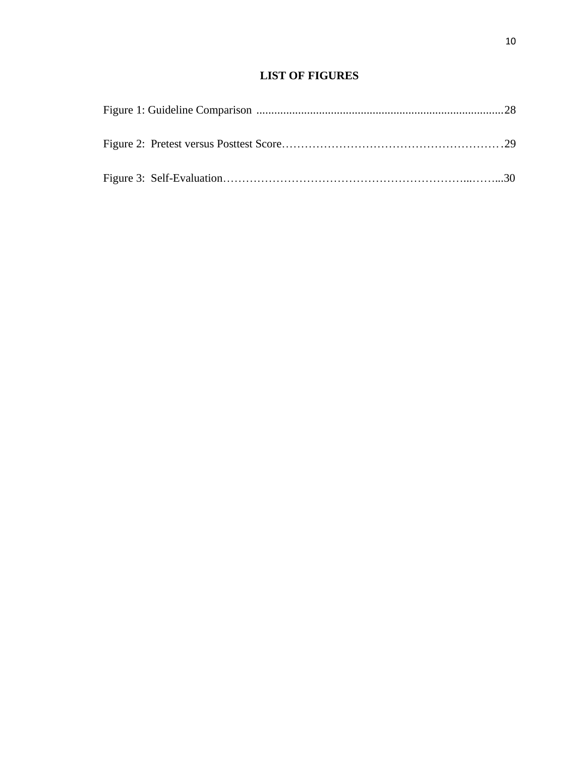## LIST OF FIGURES

Figure 1: Guideline Comparison ..................................................................................28

Figure 2: Pretest versus Posttest Score…………………………………………………29

Figure 3: Self-Evaluation………………………………………………………...……...30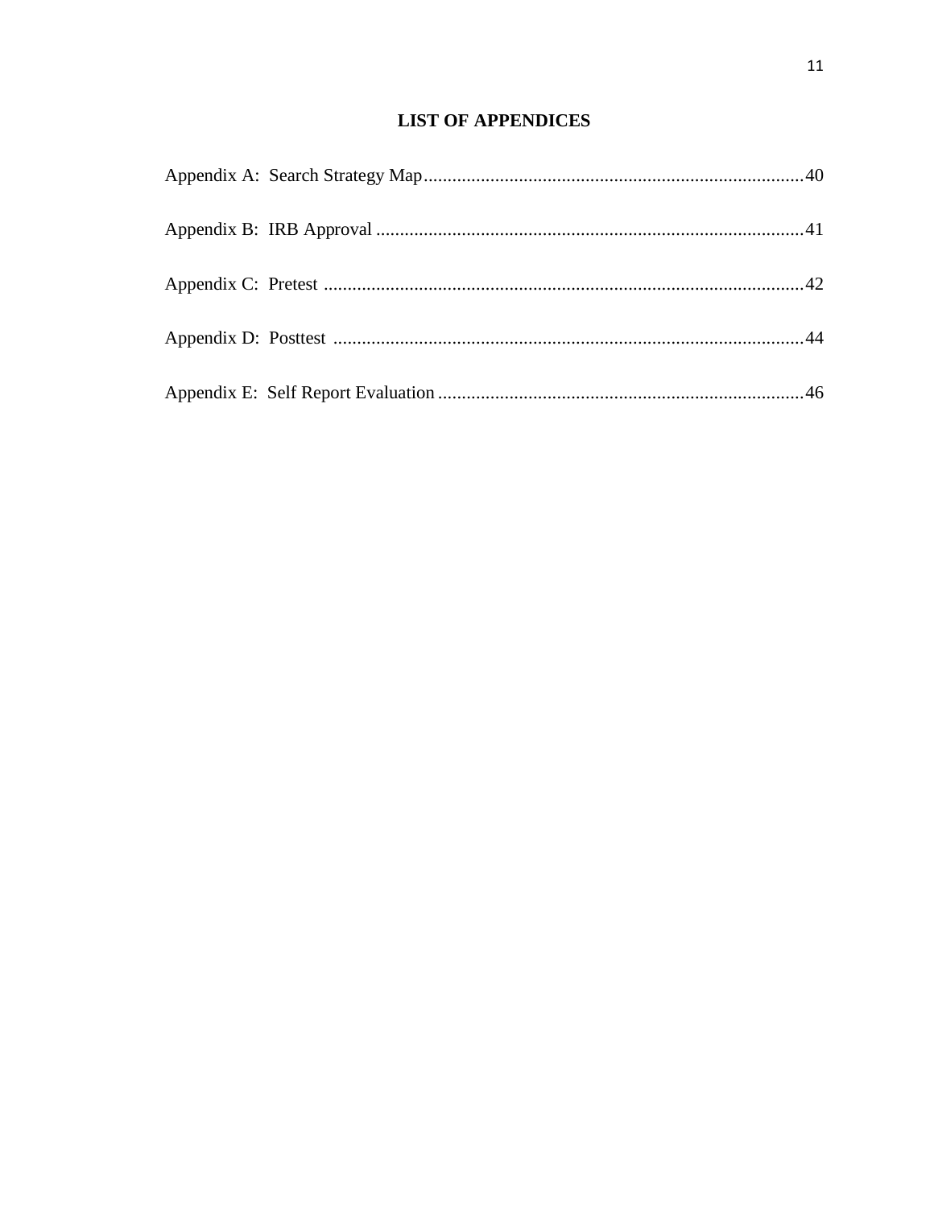# LIST OF APPENDICES

Appendix A: Search Strategy Map................................................................................40

Appendix B: IRB Approval ..........................................................................................41

Appendix C: Pretest .....................................................................................................42

Appendix D: Posttest ...................................................................................................44

Appendix E: Self Report Evaluation .............................................................................46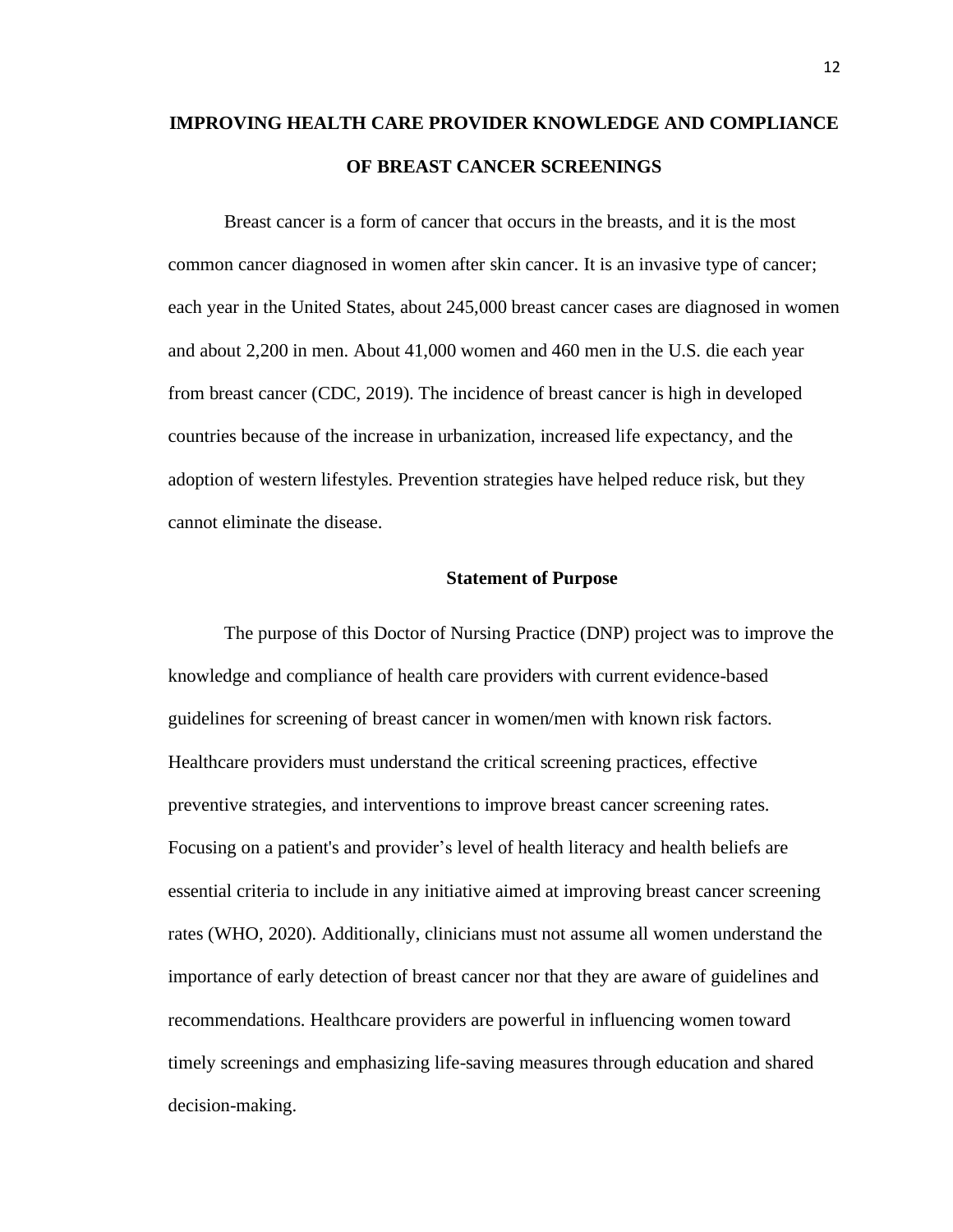# IMPROVING HEALTH CARE PROVIDER KNOWLEDGE AND COMPLIANCE OF BREAST CANCER SCREENINGS

Breast cancer is a form of cancer that occurs in the breasts, and it is the most common cancer diagnosed in women after skin cancer. It is an invasive type of cancer; each year in the United States, about 245,000 breast cancer cases are diagnosed in women and about 2,200 in men. About 41,000 women and 460 men in the U.S. die each year from breast cancer (CDC, 2019). The incidence of breast cancer is high in developed countries because of the increase in urbanization, increased life expectancy, and the adoption of western lifestyles. Prevention strategies have helped reduce risk, but they cannot eliminate the disease.

## Statement of Purpose

The purpose of this Doctor of Nursing Practice (DNP) project was to improve the knowledge and compliance of health care providers with current evidence-based guidelines for screening of breast cancer in women/men with known risk factors. Healthcare providers must understand the critical screening practices, effective preventive strategies, and interventions to improve breast cancer screening rates. Focusing on a patient's and provider's level of health literacy and health beliefs are essential criteria to include in any initiative aimed at improving breast cancer screening rates (WHO, 2020). Additionally, clinicians must not assume all women understand the importance of early detection of breast cancer nor that they are aware of guidelines and recommendations. Healthcare providers are powerful in influencing women toward timely screenings and emphasizing life-saving measures through education and shared decision-making.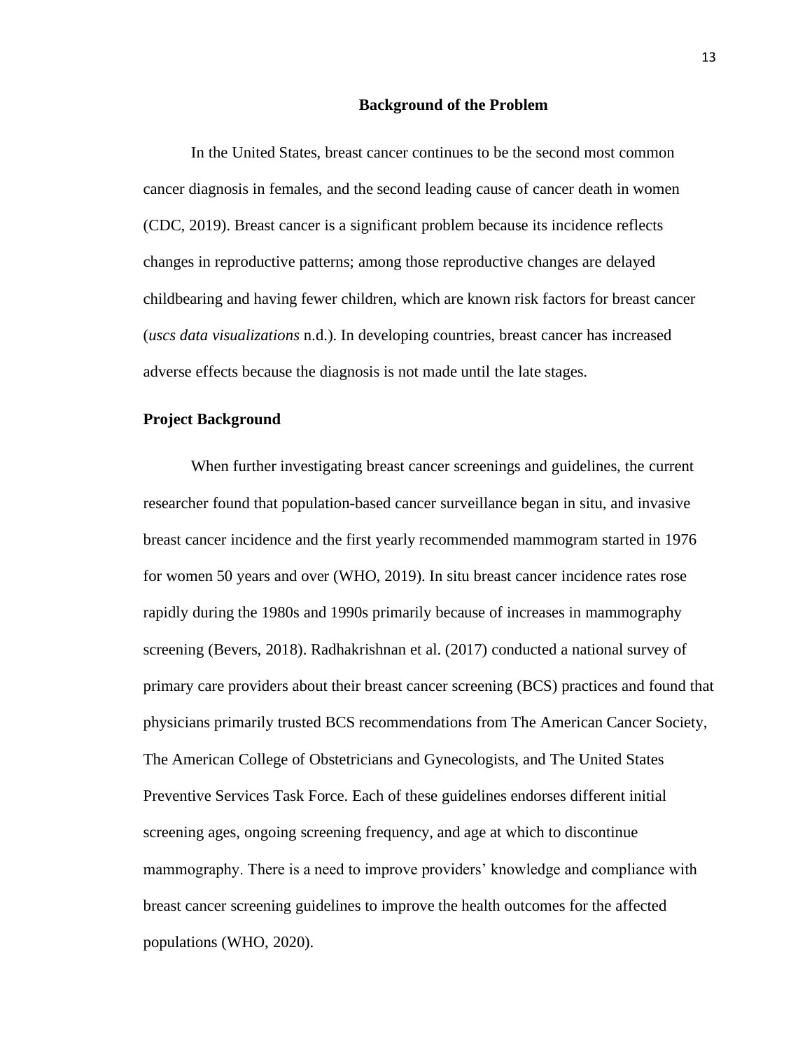## Background of the Problem

In the United States, breast cancer continues to be the second most common cancer diagnosis in females, and the second leading cause of cancer death in women (CDC, 2019). Breast cancer is a significant problem because its incidence reflects changes in reproductive patterns; among those reproductive changes are delayed childbearing and having fewer children, which are known risk factors for breast cancer (*uscs data visualizations* n.d.). In developing countries, breast cancer has increased adverse effects because the diagnosis is not made until the late stages.

### Project Background

When further investigating breast cancer screenings and guidelines, the current researcher found that population-based cancer surveillance began in situ, and invasive breast cancer incidence and the first yearly recommended mammogram started in 1976 for women 50 years and over (WHO, 2019). In situ breast cancer incidence rates rose rapidly during the 1980s and 1990s primarily because of increases in mammography screening (Bevers, 2018). Radhakrishnan et al. (2017) conducted a national survey of primary care providers about their breast cancer screening (BCS) practices and found that physicians primarily trusted BCS recommendations from The American Cancer Society, The American College of Obstetricians and Gynecologists, and The United States Preventive Services Task Force. Each of these guidelines endorses different initial screening ages, ongoing screening frequency, and age at which to discontinue mammography. There is a need to improve providers' knowledge and compliance with breast cancer screening guidelines to improve the health outcomes for the affected populations (WHO, 2020).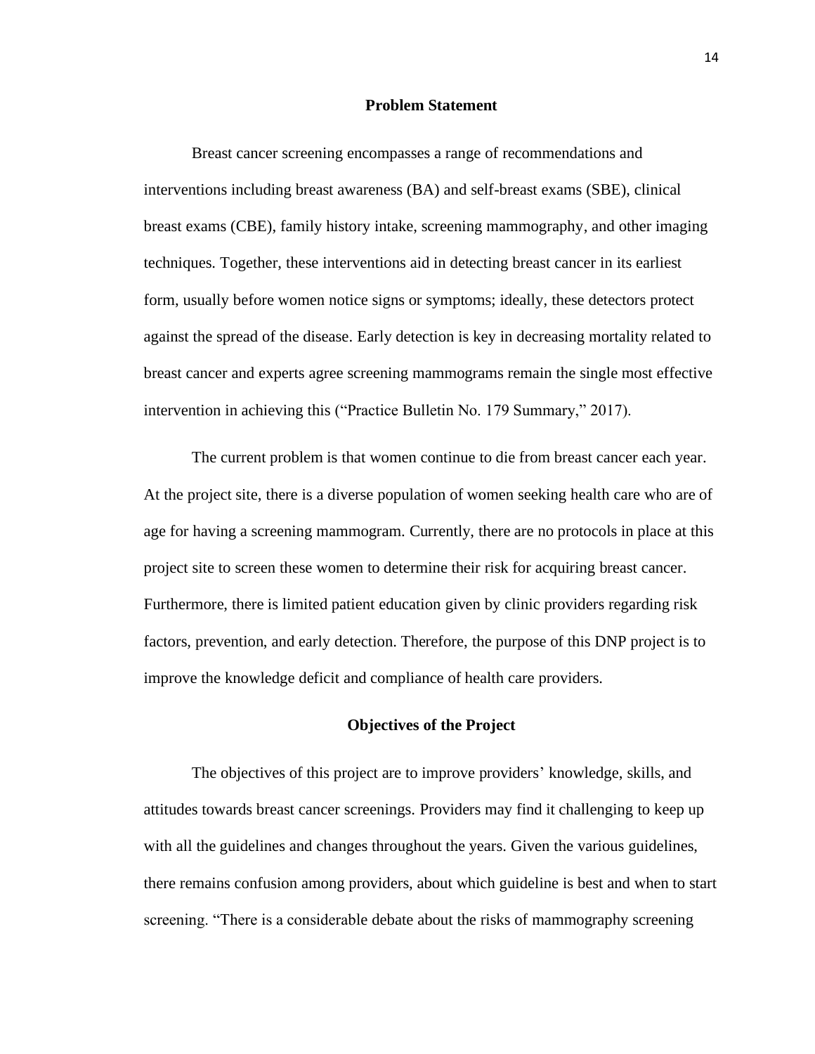## Problem Statement

Breast cancer screening encompasses a range of recommendations and interventions including breast awareness (BA) and self-breast exams (SBE), clinical breast exams (CBE), family history intake, screening mammography, and other imaging techniques. Together, these interventions aid in detecting breast cancer in its earliest form, usually before women notice signs or symptoms; ideally, these detectors protect against the spread of the disease. Early detection is key in decreasing mortality related to breast cancer and experts agree screening mammograms remain the single most effective intervention in achieving this ("Practice Bulletin No. 179 Summary," 2017).

The current problem is that women continue to die from breast cancer each year. At the project site, there is a diverse population of women seeking health care who are of age for having a screening mammogram. Currently, there are no protocols in place at this project site to screen these women to determine their risk for acquiring breast cancer. Furthermore, there is limited patient education given by clinic providers regarding risk factors, prevention, and early detection. Therefore, the purpose of this DNP project is to improve the knowledge deficit and compliance of health care providers.

## Objectives of the Project

The objectives of this project are to improve providers' knowledge, skills, and attitudes towards breast cancer screenings. Providers may find it challenging to keep up with all the guidelines and changes throughout the years. Given the various guidelines, there remains confusion among providers, about which guideline is best and when to start screening. "There is a considerable debate about the risks of mammography screening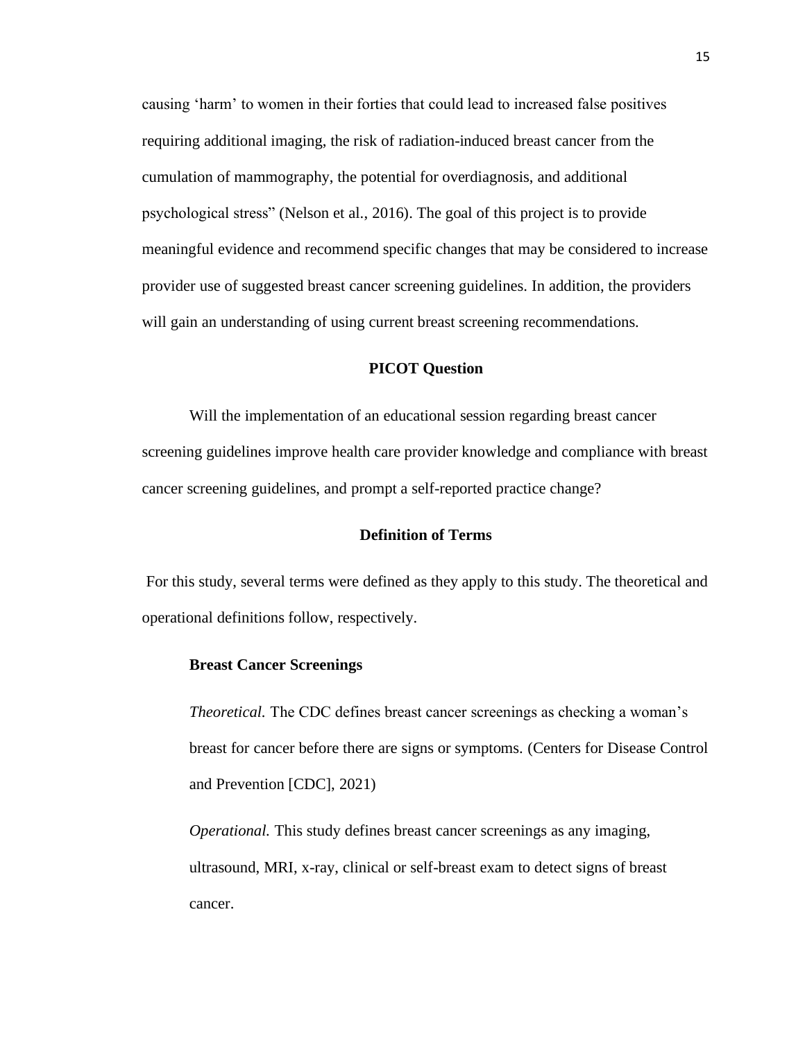causing 'harm' to women in their forties that could lead to increased false positives requiring additional imaging, the risk of radiation-induced breast cancer from the cumulation of mammography, the potential for overdiagnosis, and additional psychological stress" (Nelson et al., 2016). The goal of this project is to provide meaningful evidence and recommend specific changes that may be considered to increase provider use of suggested breast cancer screening guidelines. In addition, the providers will gain an understanding of using current breast screening recommendations.

## PICOT Question

Will the implementation of an educational session regarding breast cancer screening guidelines improve health care provider knowledge and compliance with breast cancer screening guidelines, and prompt a self-reported practice change?

## Definition of Terms

For this study, several terms were defined as they apply to this study. The theoretical and operational definitions follow, respectively.

### Breast Cancer Screenings

*Theoretical.* The CDC defines breast cancer screenings as checking a woman's breast for cancer before there are signs or symptoms. (Centers for Disease Control and Prevention [CDC], 2021)

*Operational.* This study defines breast cancer screenings as any imaging, ultrasound, MRI, x-ray, clinical or self-breast exam to detect signs of breast cancer.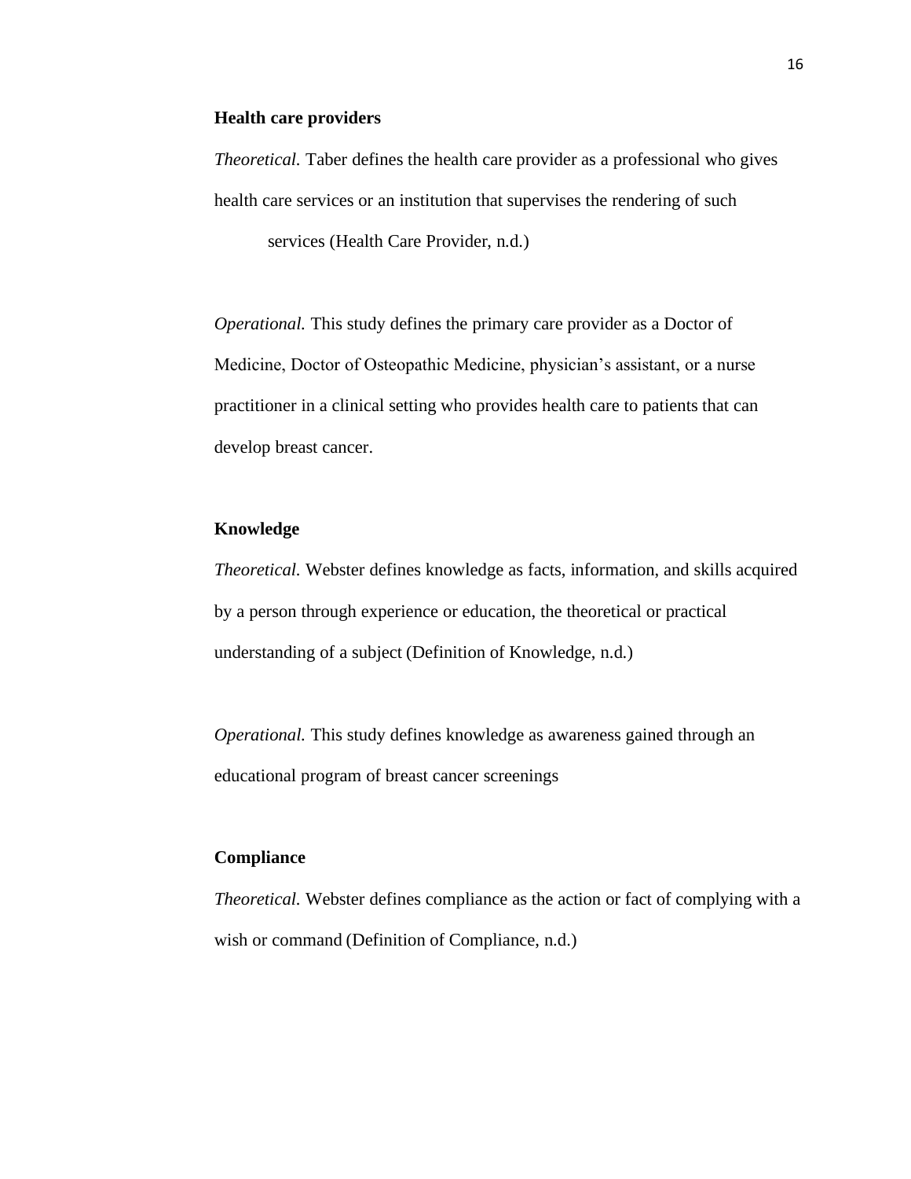**Health care providers**

*Theoretical.* Taber defines the health care provider as a professional who gives health care services or an institution that supervises the rendering of such services (Health Care Provider, n.d.)

*Operational.* This study defines the primary care provider as a Doctor of Medicine, Doctor of Osteopathic Medicine, physician's assistant, or a nurse practitioner in a clinical setting who provides health care to patients that can develop breast cancer.

**Knowledge**

*Theoretical.* Webster defines knowledge as facts, information, and skills acquired by a person through experience or education, the theoretical or practical understanding of a subject (Definition of Knowledge, n.d.)

*Operational.* This study defines knowledge as awareness gained through an educational program of breast cancer screenings

**Compliance**

*Theoretical.* Webster defines compliance as the action or fact of complying with a wish or command (Definition of Compliance, n.d.)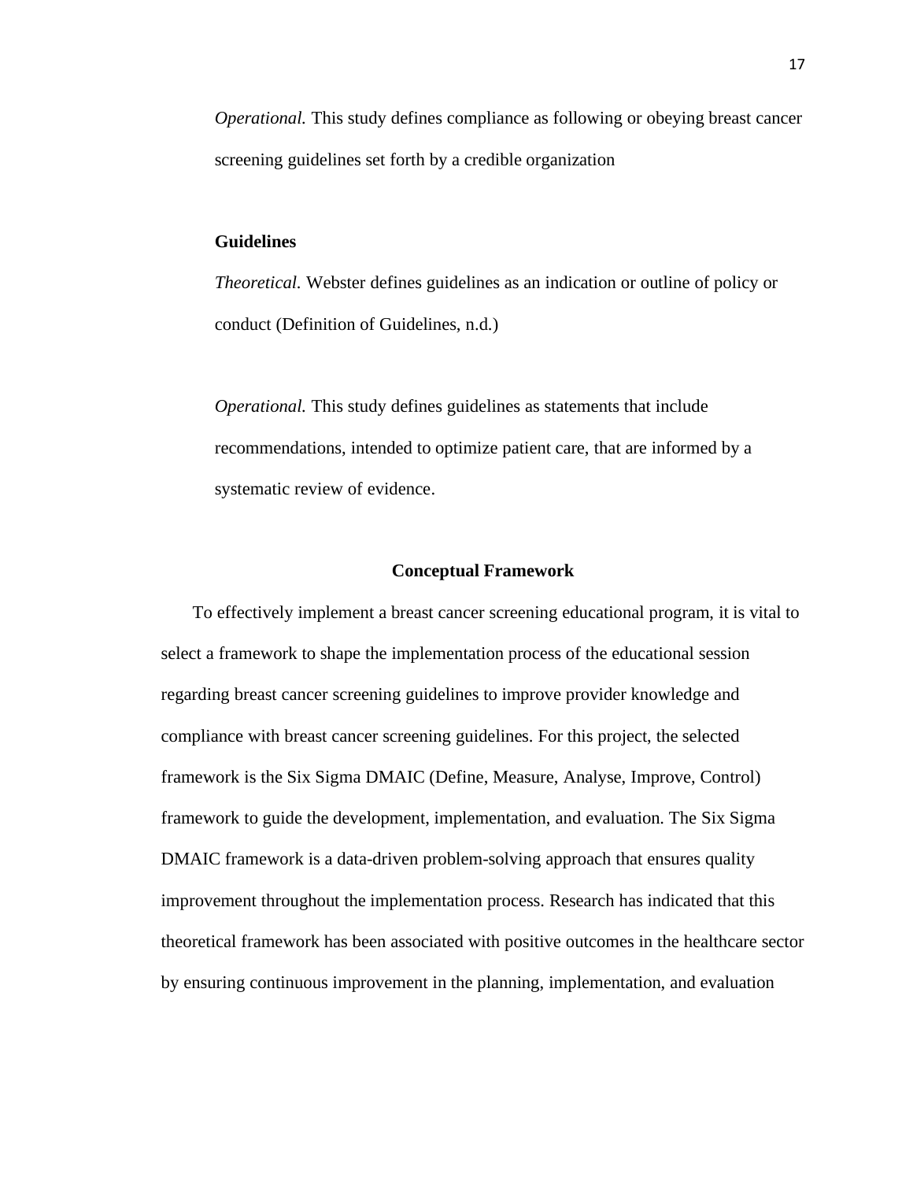*Operational.* This study defines compliance as following or obeying breast cancer screening guidelines set forth by a credible organization

**Guidelines**

*Theoretical.* Webster defines guidelines as an indication or outline of policy or conduct (Definition of Guidelines, n.d.)

*Operational.* This study defines guidelines as statements that include recommendations, intended to optimize patient care, that are informed by a systematic review of evidence.

## Conceptual Framework

To effectively implement a breast cancer screening educational program, it is vital to select a framework to shape the implementation process of the educational session regarding breast cancer screening guidelines to improve provider knowledge and compliance with breast cancer screening guidelines. For this project, the selected framework is the Six Sigma DMAIC (Define, Measure, Analyse, Improve, Control) framework to guide the development, implementation, and evaluation. The Six Sigma DMAIC framework is a data-driven problem-solving approach that ensures quality improvement throughout the implementation process. Research has indicated that this theoretical framework has been associated with positive outcomes in the healthcare sector by ensuring continuous improvement in the planning, implementation, and evaluation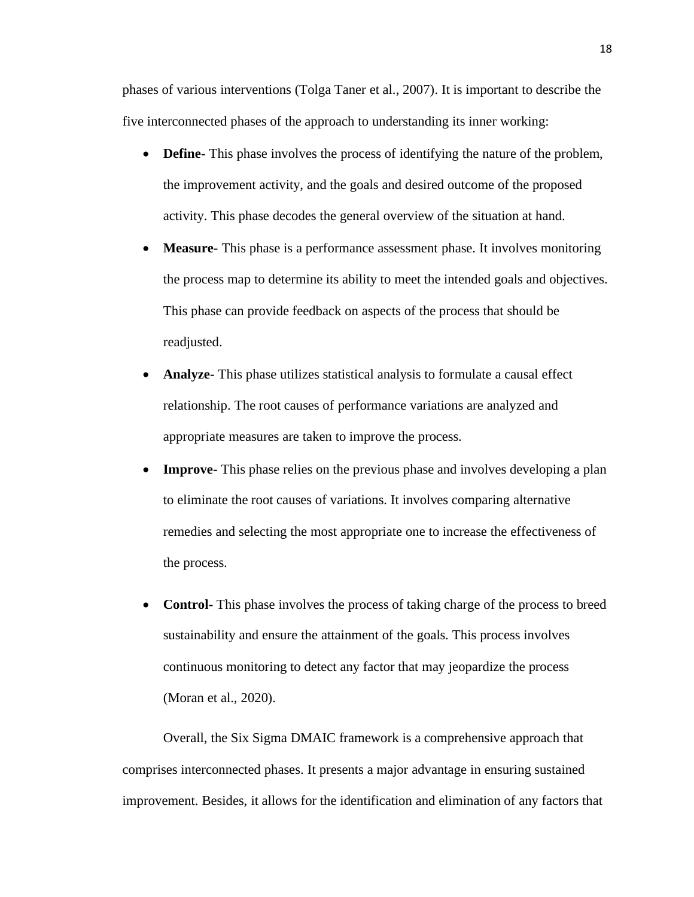phases of various interventions (Tolga Taner et al., 2007). It is important to describe the five interconnected phases of the approach to understanding its inner working:

- **Define-** This phase involves the process of identifying the nature of the problem, the improvement activity, and the goals and desired outcome of the proposed activity. This phase decodes the general overview of the situation at hand.
- **Measure-** This phase is a performance assessment phase. It involves monitoring the process map to determine its ability to meet the intended goals and objectives. This phase can provide feedback on aspects of the process that should be readjusted.
- **Analyze-** This phase utilizes statistical analysis to formulate a causal effect relationship. The root causes of performance variations are analyzed and appropriate measures are taken to improve the process.
- **Improve-** This phase relies on the previous phase and involves developing a plan to eliminate the root causes of variations. It involves comparing alternative remedies and selecting the most appropriate one to increase the effectiveness of the process.
- **Control-** This phase involves the process of taking charge of the process to breed sustainability and ensure the attainment of the goals. This process involves continuous monitoring to detect any factor that may jeopardize the process (Moran et al., 2020).

Overall, the Six Sigma DMAIC framework is a comprehensive approach that comprises interconnected phases. It presents a major advantage in ensuring sustained improvement. Besides, it allows for the identification and elimination of any factors that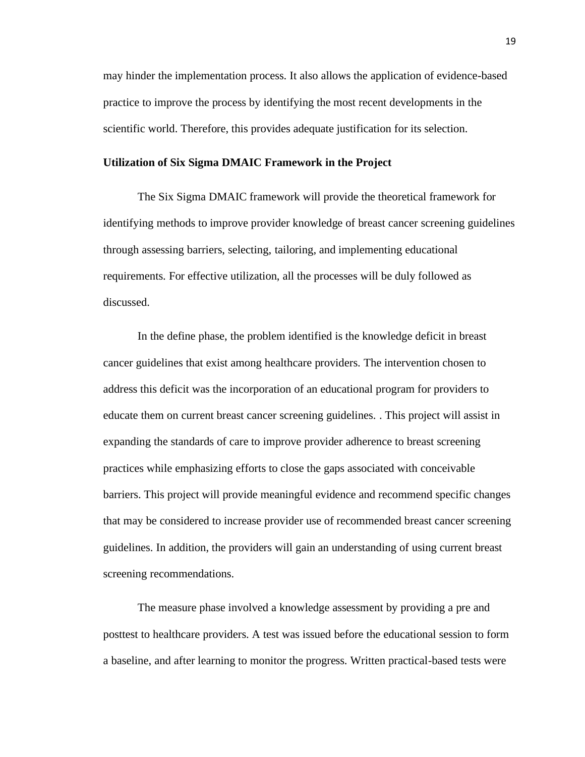may hinder the implementation process. It also allows the application of evidence-based practice to improve the process by identifying the most recent developments in the scientific world. Therefore, this provides adequate justification for its selection.

**Utilization of Six Sigma DMAIC Framework in the Project**

The Six Sigma DMAIC framework will provide the theoretical framework for identifying methods to improve provider knowledge of breast cancer screening guidelines through assessing barriers, selecting, tailoring, and implementing educational requirements. For effective utilization, all the processes will be duly followed as discussed.

In the define phase, the problem identified is the knowledge deficit in breast cancer guidelines that exist among healthcare providers. The intervention chosen to address this deficit was the incorporation of an educational program for providers to educate them on current breast cancer screening guidelines. . This project will assist in expanding the standards of care to improve provider adherence to breast screening practices while emphasizing efforts to close the gaps associated with conceivable barriers. This project will provide meaningful evidence and recommend specific changes that may be considered to increase provider use of recommended breast cancer screening guidelines. In addition, the providers will gain an understanding of using current breast screening recommendations.

The measure phase involved a knowledge assessment by providing a pre and posttest to healthcare providers. A test was issued before the educational session to form a baseline, and after learning to monitor the progress. Written practical-based tests were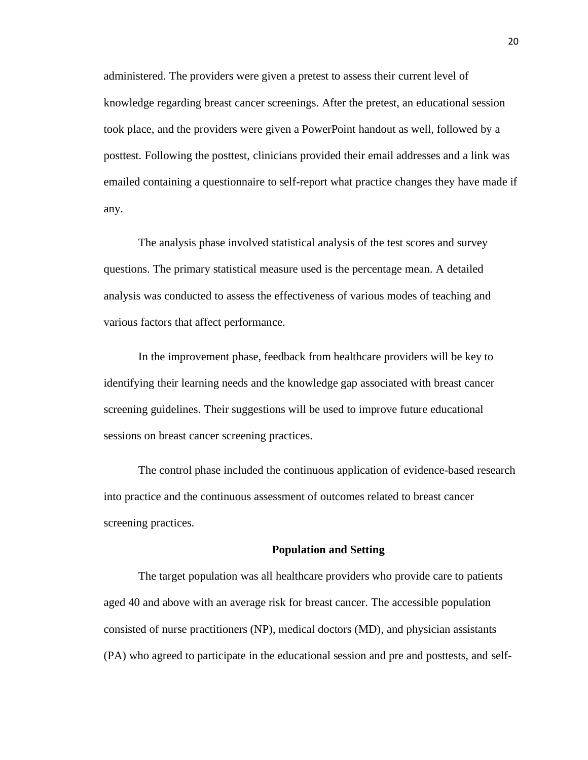administered. The providers were given a pretest to assess their current level of knowledge regarding breast cancer screenings. After the pretest, an educational session took place, and the providers were given a PowerPoint handout as well, followed by a posttest. Following the posttest, clinicians provided their email addresses and a link was emailed containing a questionnaire to self-report what practice changes they have made if any.

The analysis phase involved statistical analysis of the test scores and survey questions. The primary statistical measure used is the percentage mean. A detailed analysis was conducted to assess the effectiveness of various modes of teaching and various factors that affect performance.

In the improvement phase, feedback from healthcare providers will be key to identifying their learning needs and the knowledge gap associated with breast cancer screening guidelines. Their suggestions will be used to improve future educational sessions on breast cancer screening practices.

The control phase included the continuous application of evidence-based research into practice and the continuous assessment of outcomes related to breast cancer screening practices.

## Population and Setting

The target population was all healthcare providers who provide care to patients aged 40 and above with an average risk for breast cancer. The accessible population consisted of nurse practitioners (NP), medical doctors (MD), and physician assistants (PA) who agreed to participate in the educational session and pre and posttests, and self-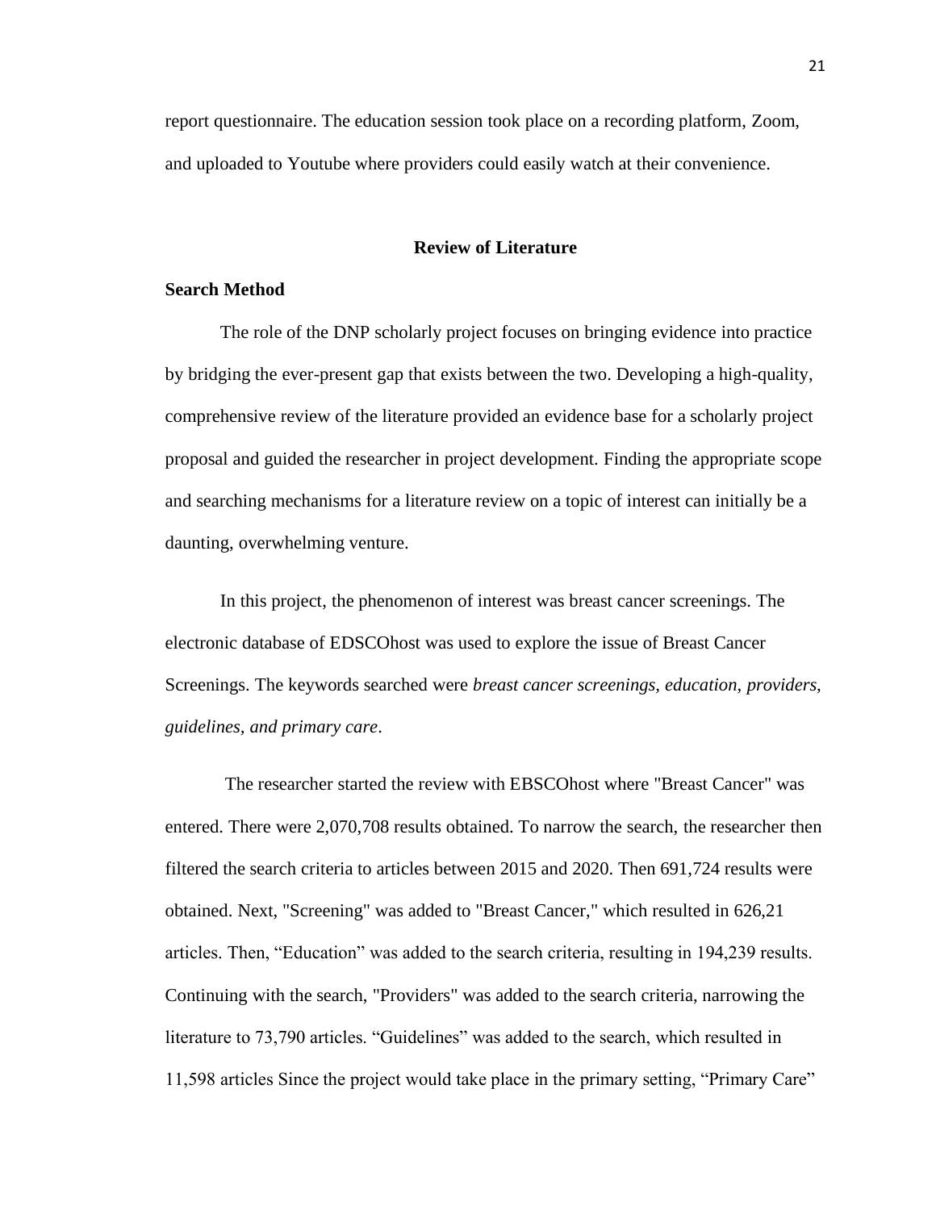report questionnaire. The education session took place on a recording platform, Zoom, and uploaded to Youtube where providers could easily watch at their convenience.

## Review of Literature

### Search Method

The role of the DNP scholarly project focuses on bringing evidence into practice by bridging the ever-present gap that exists between the two. Developing a high-quality, comprehensive review of the literature provided an evidence base for a scholarly project proposal and guided the researcher in project development. Finding the appropriate scope and searching mechanisms for a literature review on a topic of interest can initially be a daunting, overwhelming venture.

In this project, the phenomenon of interest was breast cancer screenings. The electronic database of EDSCOhost was used to explore the issue of Breast Cancer Screenings. The keywords searched were *breast cancer screenings, education, providers, guidelines, and primary care*.

The researcher started the review with EBSCOhost where "Breast Cancer" was entered. There were 2,070,708 results obtained. To narrow the search, the researcher then filtered the search criteria to articles between 2015 and 2020. Then 691,724 results were obtained. Next, "Screening" was added to "Breast Cancer," which resulted in 626,21 articles. Then, "Education" was added to the search criteria, resulting in 194,239 results. Continuing with the search, "Providers" was added to the search criteria, narrowing the literature to 73,790 articles. "Guidelines" was added to the search, which resulted in 11,598 articles Since the project would take place in the primary setting, "Primary Care"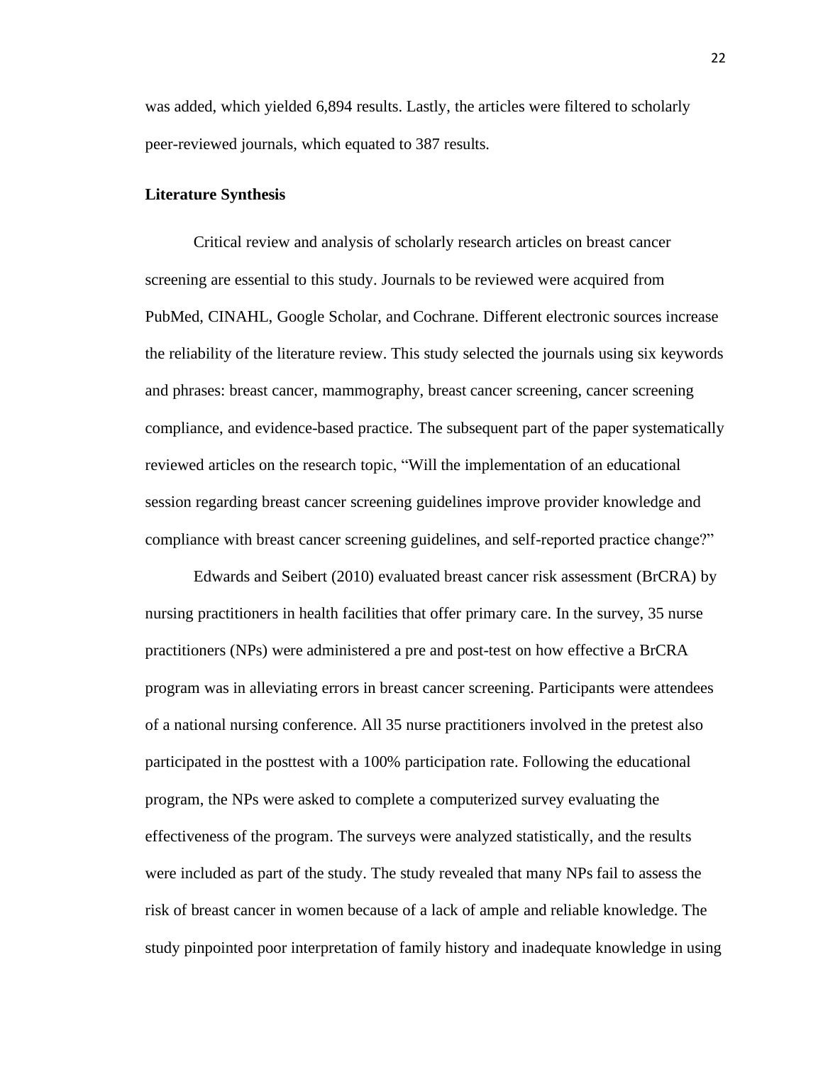was added, which yielded 6,894 results. Lastly, the articles were filtered to scholarly peer-reviewed journals, which equated to 387 results.

**Literature Synthesis**

Critical review and analysis of scholarly research articles on breast cancer screening are essential to this study. Journals to be reviewed were acquired from PubMed, CINAHL, Google Scholar, and Cochrane. Different electronic sources increase the reliability of the literature review. This study selected the journals using six keywords and phrases: breast cancer, mammography, breast cancer screening, cancer screening compliance, and evidence-based practice. The subsequent part of the paper systematically reviewed articles on the research topic, "Will the implementation of an educational session regarding breast cancer screening guidelines improve provider knowledge and compliance with breast cancer screening guidelines, and self-reported practice change?"

Edwards and Seibert (2010) evaluated breast cancer risk assessment (BrCRA) by nursing practitioners in health facilities that offer primary care. In the survey, 35 nurse practitioners (NPs) were administered a pre and post-test on how effective a BrCRA program was in alleviating errors in breast cancer screening. Participants were attendees of a national nursing conference. All 35 nurse practitioners involved in the pretest also participated in the posttest with a 100% participation rate. Following the educational program, the NPs were asked to complete a computerized survey evaluating the effectiveness of the program. The surveys were analyzed statistically, and the results were included as part of the study. The study revealed that many NPs fail to assess the risk of breast cancer in women because of a lack of ample and reliable knowledge. The study pinpointed poor interpretation of family history and inadequate knowledge in using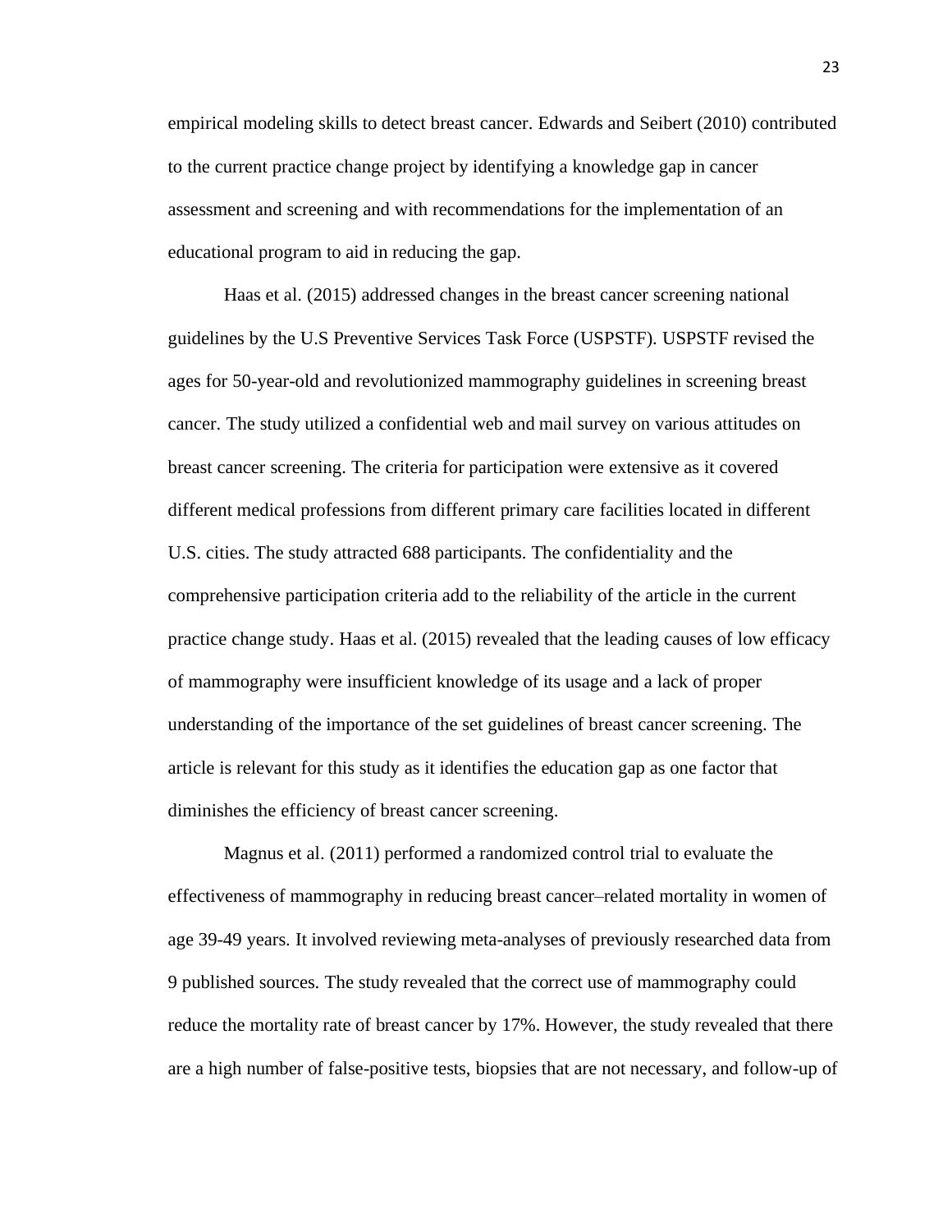empirical modeling skills to detect breast cancer. Edwards and Seibert (2010) contributed to the current practice change project by identifying a knowledge gap in cancer assessment and screening and with recommendations for the implementation of an educational program to aid in reducing the gap.

Haas et al. (2015) addressed changes in the breast cancer screening national guidelines by the U.S Preventive Services Task Force (USPSTF). USPSTF revised the ages for 50-year-old and revolutionized mammography guidelines in screening breast cancer. The study utilized a confidential web and mail survey on various attitudes on breast cancer screening. The criteria for participation were extensive as it covered different medical professions from different primary care facilities located in different U.S. cities. The study attracted 688 participants. The confidentiality and the comprehensive participation criteria add to the reliability of the article in the current practice change study. Haas et al. (2015) revealed that the leading causes of low efficacy of mammography were insufficient knowledge of its usage and a lack of proper understanding of the importance of the set guidelines of breast cancer screening. The article is relevant for this study as it identifies the education gap as one factor that diminishes the efficiency of breast cancer screening.

Magnus et al. (2011) performed a randomized control trial to evaluate the effectiveness of mammography in reducing breast cancer–related mortality in women of age 39-49 years. It involved reviewing meta-analyses of previously researched data from 9 published sources. The study revealed that the correct use of mammography could reduce the mortality rate of breast cancer by 17%. However, the study revealed that there are a high number of false-positive tests, biopsies that are not necessary, and follow-up of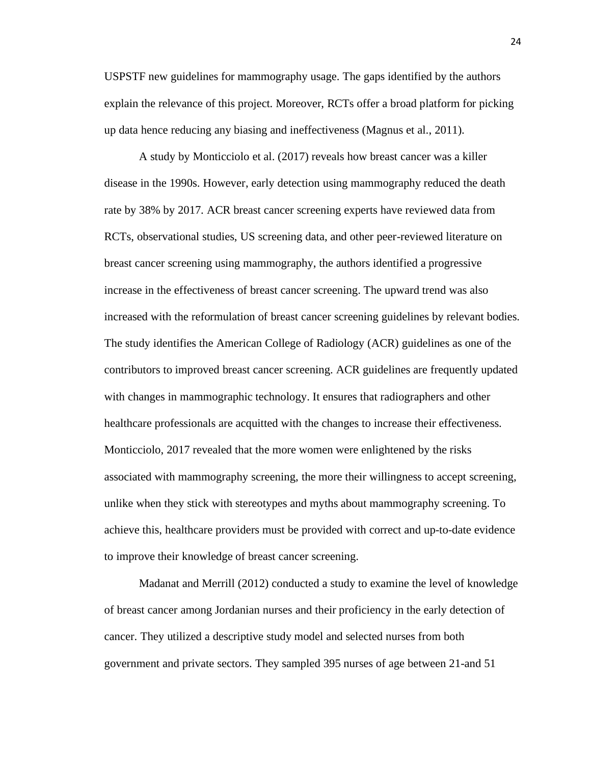USPSTF new guidelines for mammography usage. The gaps identified by the authors explain the relevance of this project. Moreover, RCTs offer a broad platform for picking up data hence reducing any biasing and ineffectiveness (Magnus et al., 2011).

A study by Monticciolo et al. (2017) reveals how breast cancer was a killer disease in the 1990s. However, early detection using mammography reduced the death rate by 38% by 2017. ACR breast cancer screening experts have reviewed data from RCTs, observational studies, US screening data, and other peer-reviewed literature on breast cancer screening using mammography, the authors identified a progressive increase in the effectiveness of breast cancer screening. The upward trend was also increased with the reformulation of breast cancer screening guidelines by relevant bodies. The study identifies the American College of Radiology (ACR) guidelines as one of the contributors to improved breast cancer screening. ACR guidelines are frequently updated with changes in mammographic technology. It ensures that radiographers and other healthcare professionals are acquitted with the changes to increase their effectiveness. Monticciolo, 2017 revealed that the more women were enlightened by the risks associated with mammography screening, the more their willingness to accept screening, unlike when they stick with stereotypes and myths about mammography screening. To achieve this, healthcare providers must be provided with correct and up-to-date evidence to improve their knowledge of breast cancer screening.

Madanat and Merrill (2012) conducted a study to examine the level of knowledge of breast cancer among Jordanian nurses and their proficiency in the early detection of cancer. They utilized a descriptive study model and selected nurses from both government and private sectors. They sampled 395 nurses of age between 21-and 51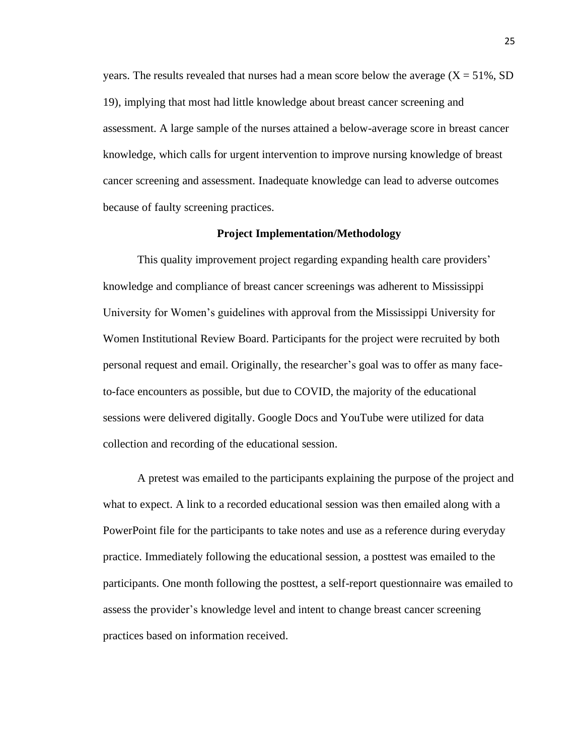years. The results revealed that nurses had a mean score below the average ($X = 51\%$, SD 19), implying that most had little knowledge about breast cancer screening and assessment. A large sample of the nurses attained a below-average score in breast cancer knowledge, which calls for urgent intervention to improve nursing knowledge of breast cancer screening and assessment. Inadequate knowledge can lead to adverse outcomes because of faulty screening practices.

## Project Implementation/Methodology

This quality improvement project regarding expanding health care providers' knowledge and compliance of breast cancer screenings was adherent to Mississippi University for Women's guidelines with approval from the Mississippi University for Women Institutional Review Board. Participants for the project were recruited by both personal request and email. Originally, the researcher's goal was to offer as many face-to-face encounters as possible, but due to COVID, the majority of the educational sessions were delivered digitally. Google Docs and YouTube were utilized for data collection and recording of the educational session.

A pretest was emailed to the participants explaining the purpose of the project and what to expect. A link to a recorded educational session was then emailed along with a PowerPoint file for the participants to take notes and use as a reference during everyday practice. Immediately following the educational session, a posttest was emailed to the participants. One month following the posttest, a self-report questionnaire was emailed to assess the provider's knowledge level and intent to change breast cancer screening practices based on information received.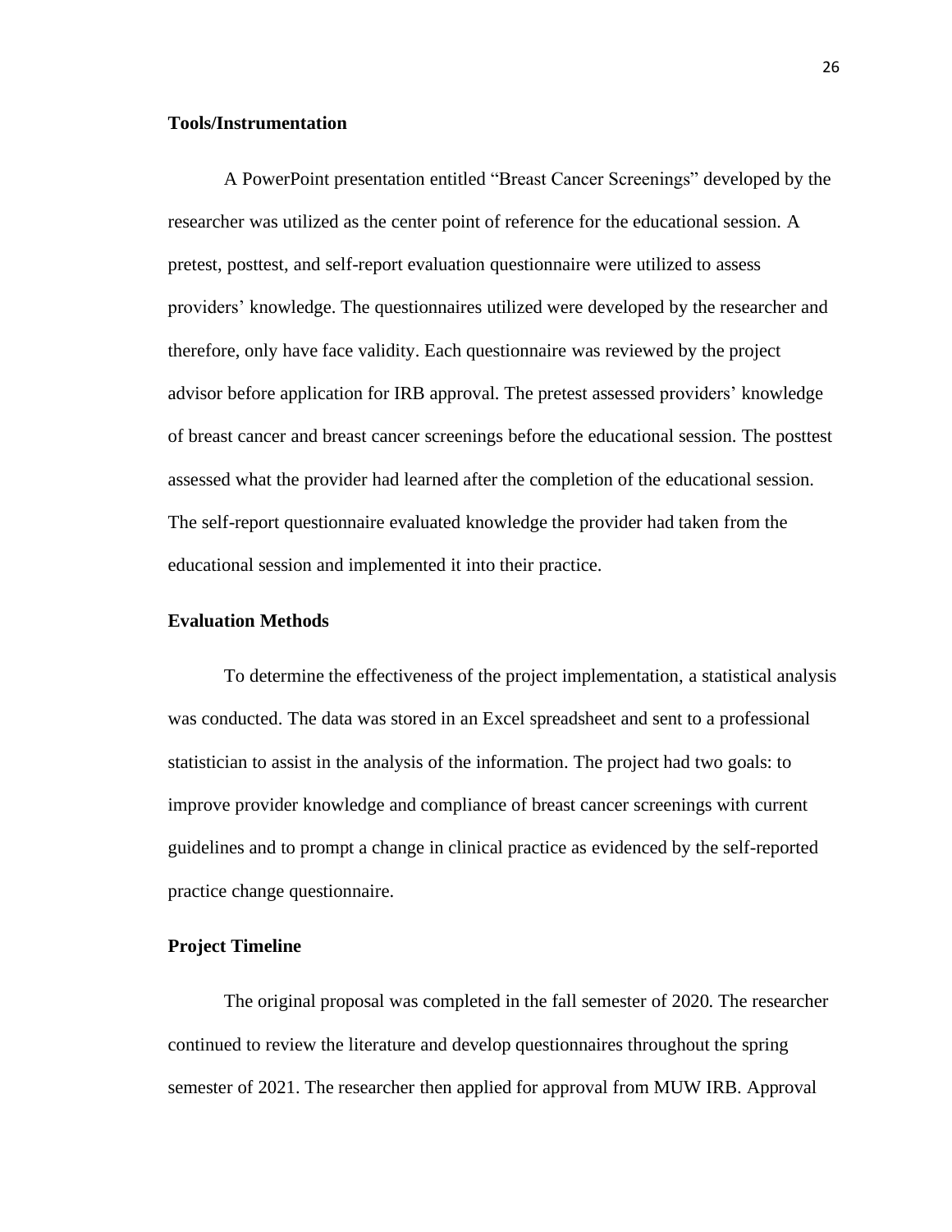### Tools/Instrumentation

A PowerPoint presentation entitled "Breast Cancer Screenings" developed by the researcher was utilized as the center point of reference for the educational session. A pretest, posttest, and self-report evaluation questionnaire were utilized to assess providers' knowledge. The questionnaires utilized were developed by the researcher and therefore, only have face validity. Each questionnaire was reviewed by the project advisor before application for IRB approval. The pretest assessed providers' knowledge of breast cancer and breast cancer screenings before the educational session. The posttest assessed what the provider had learned after the completion of the educational session. The self-report questionnaire evaluated knowledge the provider had taken from the educational session and implemented it into their practice.

### Evaluation Methods

To determine the effectiveness of the project implementation, a statistical analysis was conducted. The data was stored in an Excel spreadsheet and sent to a professional statistician to assist in the analysis of the information. The project had two goals: to improve provider knowledge and compliance of breast cancer screenings with current guidelines and to prompt a change in clinical practice as evidenced by the self-reported practice change questionnaire.

### Project Timeline

The original proposal was completed in the fall semester of 2020. The researcher continued to review the literature and develop questionnaires throughout the spring semester of 2021. The researcher then applied for approval from MUW IRB. Approval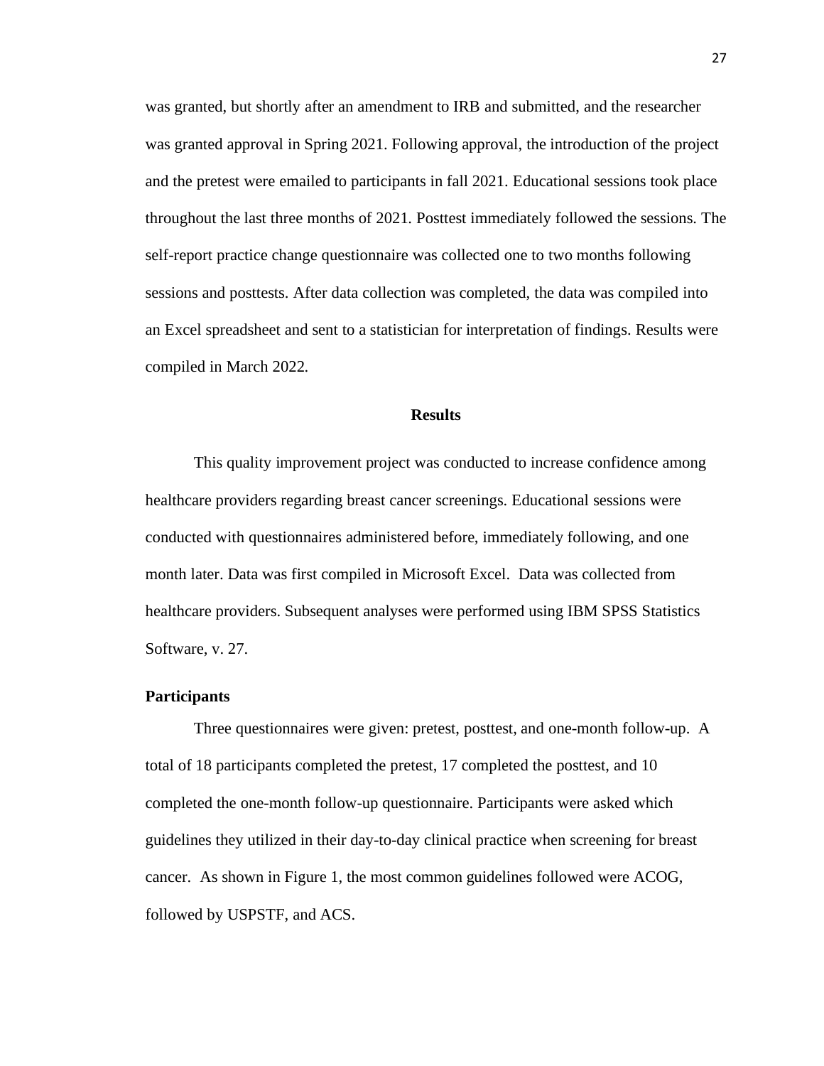was granted, but shortly after an amendment to IRB and submitted, and the researcher was granted approval in Spring 2021. Following approval, the introduction of the project and the pretest were emailed to participants in fall 2021. Educational sessions took place throughout the last three months of 2021. Posttest immediately followed the sessions. The self-report practice change questionnaire was collected one to two months following sessions and posttests. After data collection was completed, the data was compiled into an Excel spreadsheet and sent to a statistician for interpretation of findings. Results were compiled in March 2022.

## Results

This quality improvement project was conducted to increase confidence among healthcare providers regarding breast cancer screenings. Educational sessions were conducted with questionnaires administered before, immediately following, and one month later. Data was first compiled in Microsoft Excel. Data was collected from healthcare providers. Subsequent analyses were performed using IBM SPSS Statistics Software, v. 27.

### Participants

Three questionnaires were given: pretest, posttest, and one-month follow-up. A total of 18 participants completed the pretest, 17 completed the posttest, and 10 completed the one-month follow-up questionnaire. Participants were asked which guidelines they utilized in their day-to-day clinical practice when screening for breast cancer. As shown in Figure 1, the most common guidelines followed were ACOG, followed by USPSTF, and ACS.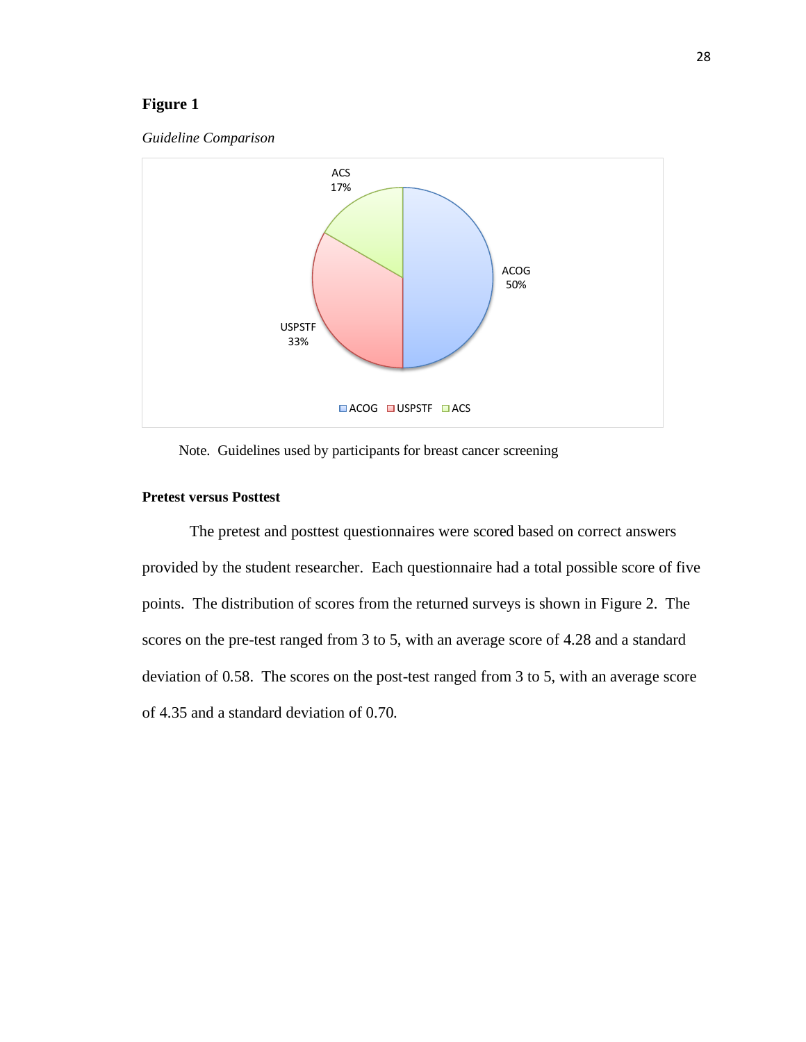**Figure 1**

*Guideline Comparison*

ACS 17%

ACOG 50%

USPSTF 33%

ACOG USPSTF ACS

Note. Guidelines used by participants for breast cancer screening

**Pretest versus Posttest**

The pretest and posttest questionnaires were scored based on correct answers provided by the student researcher. Each questionnaire had a total possible score of five points. The distribution of scores from the returned surveys is shown in Figure 2. The scores on the pre-test ranged from 3 to 5, with an average score of 4.28 and a standard deviation of 0.58. The scores on the post-test ranged from 3 to 5, with an average score of 4.35 and a standard deviation of 0.70.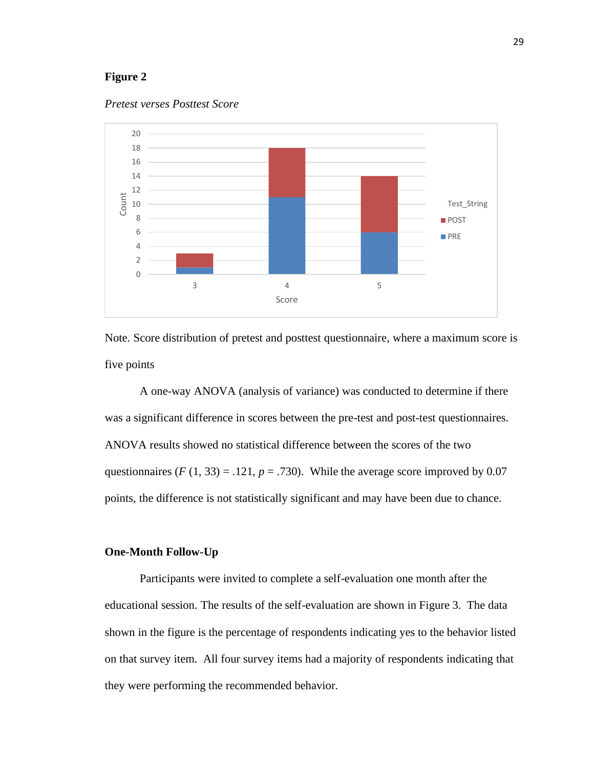**Figure 2**

*Pretest verses Posttest Score*

Note. Score distribution of pretest and posttest questionnaire, where a maximum score is five points

A one-way ANOVA (analysis of variance) was conducted to determine if there was a significant difference in scores between the pre-test and post-test questionnaires. ANOVA results showed no statistical difference between the scores of the two questionnaires ($F$ (1, 33) = .121, $p$ = .730). While the average score improved by 0.07 points, the difference is not statistically significant and may have been due to chance.

**One-Month Follow-Up**

Participants were invited to complete a self-evaluation one month after the educational session. The results of the self-evaluation are shown in Figure 3. The data shown in the figure is the percentage of respondents indicating yes to the behavior listed on that survey item. All four survey items had a majority of respondents indicating that they were performing the recommended behavior.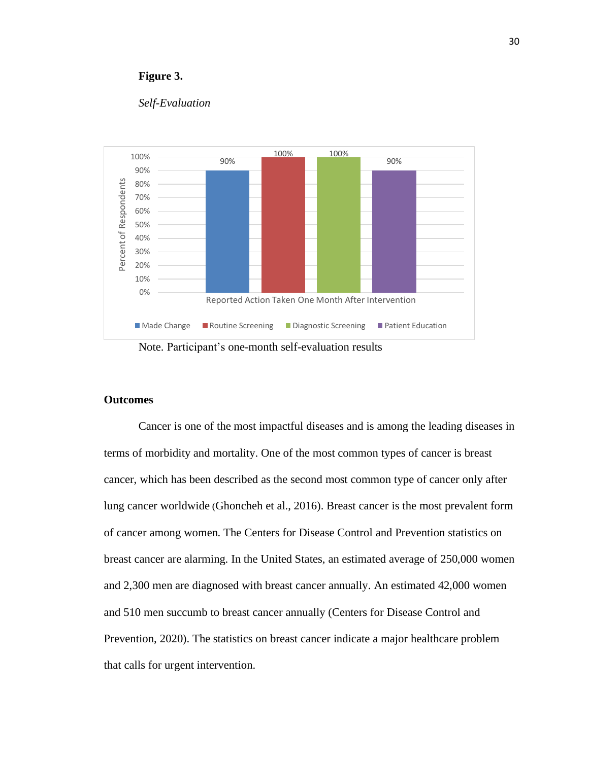**Figure 3.**

*Self-Evaluation*

Note. Participant’s one-month self-evaluation results

**Outcomes**

Cancer is one of the most impactful diseases and is among the leading diseases in terms of morbidity and mortality. One of the most common types of cancer is breast cancer, which has been described as the second most common type of cancer only after lung cancer worldwide (Ghoncheh et al., 2016). Breast cancer is the most prevalent form of cancer among women. The Centers for Disease Control and Prevention statistics on breast cancer are alarming. In the United States, an estimated average of 250,000 women and 2,300 men are diagnosed with breast cancer annually. An estimated 42,000 women and 510 men succumb to breast cancer annually (Centers for Disease Control and Prevention, 2020). The statistics on breast cancer indicate a major healthcare problem that calls for urgent intervention.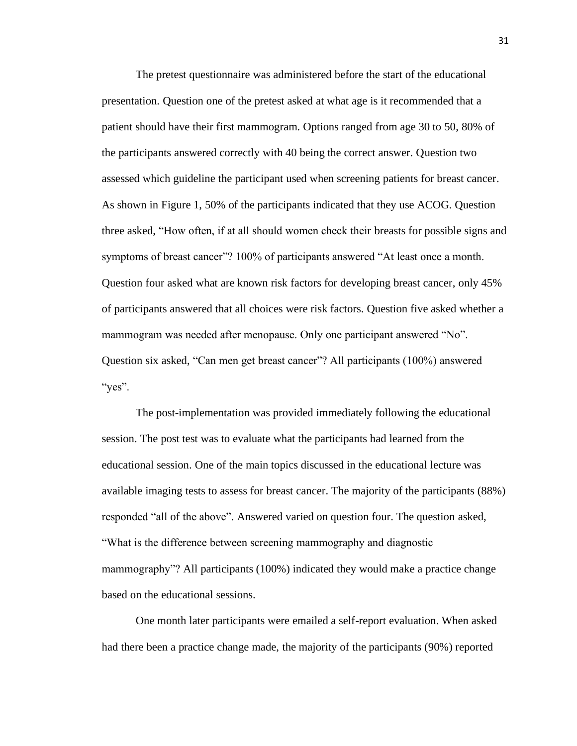The pretest questionnaire was administered before the start of the educational presentation. Question one of the pretest asked at what age is it recommended that a patient should have their first mammogram. Options ranged from age 30 to 50, 80% of the participants answered correctly with 40 being the correct answer. Question two assessed which guideline the participant used when screening patients for breast cancer. As shown in Figure 1, 50% of the participants indicated that they use ACOG. Question three asked, "How often, if at all should women check their breasts for possible signs and symptoms of breast cancer"? 100% of participants answered "At least once a month. Question four asked what are known risk factors for developing breast cancer, only 45% of participants answered that all choices were risk factors. Question five asked whether a mammogram was needed after menopause. Only one participant answered "No". Question six asked, "Can men get breast cancer"? All participants (100%) answered "yes".

The post-implementation was provided immediately following the educational session. The post test was to evaluate what the participants had learned from the educational session. One of the main topics discussed in the educational lecture was available imaging tests to assess for breast cancer. The majority of the participants (88%) responded "all of the above". Answered varied on question four. The question asked, "What is the difference between screening mammography and diagnostic mammography"? All participants (100%) indicated they would make a practice change based on the educational sessions.

One month later participants were emailed a self-report evaluation. When asked had there been a practice change made, the majority of the participants (90%) reported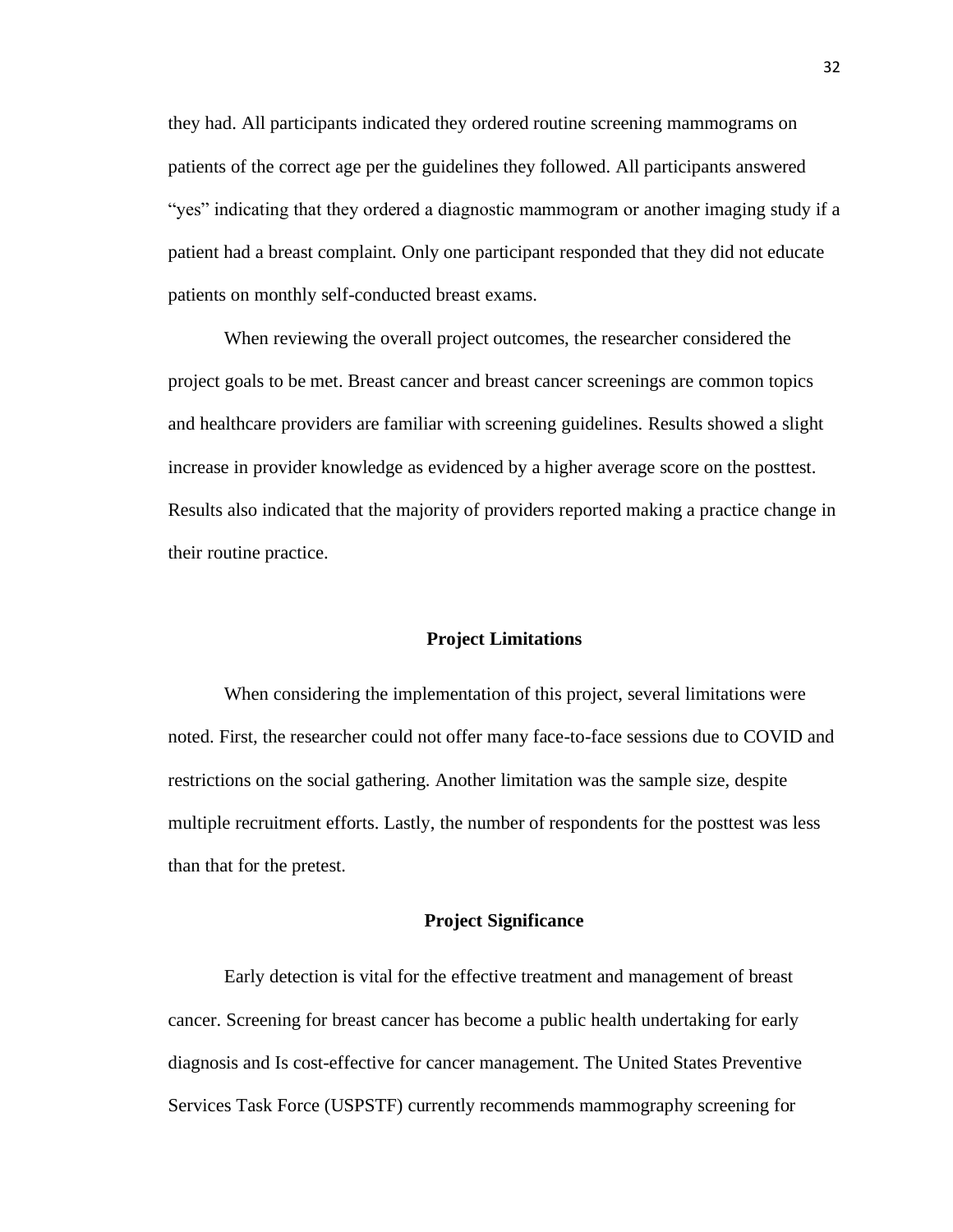they had. All participants indicated they ordered routine screening mammograms on patients of the correct age per the guidelines they followed. All participants answered "yes" indicating that they ordered a diagnostic mammogram or another imaging study if a patient had a breast complaint. Only one participant responded that they did not educate patients on monthly self-conducted breast exams.

When reviewing the overall project outcomes, the researcher considered the project goals to be met. Breast cancer and breast cancer screenings are common topics and healthcare providers are familiar with screening guidelines. Results showed a slight increase in provider knowledge as evidenced by a higher average score on the posttest. Results also indicated that the majority of providers reported making a practice change in their routine practice.

## Project Limitations

When considering the implementation of this project, several limitations were noted. First, the researcher could not offer many face-to-face sessions due to COVID and restrictions on the social gathering. Another limitation was the sample size, despite multiple recruitment efforts. Lastly, the number of respondents for the posttest was less than that for the pretest.

## Project Significance

Early detection is vital for the effective treatment and management of breast cancer. Screening for breast cancer has become a public health undertaking for early diagnosis and Is cost-effective for cancer management. The United States Preventive Services Task Force (USPSTF) currently recommends mammography screening for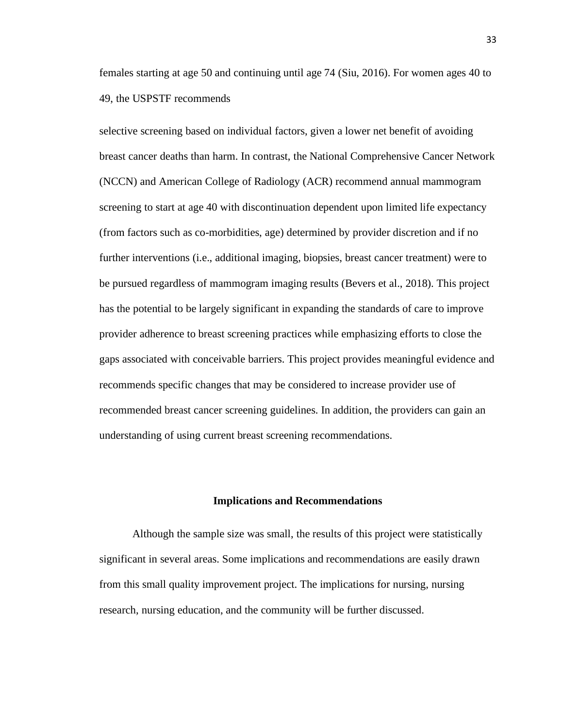females starting at age 50 and continuing until age 74 (Siu, 2016). For women ages 40 to 49, the USPSTF recommends selective screening based on individual factors, given a lower net benefit of avoiding breast cancer deaths than harm. In contrast, the National Comprehensive Cancer Network (NCCN) and American College of Radiology (ACR) recommend annual mammogram screening to start at age 40 with discontinuation dependent upon limited life expectancy (from factors such as co-morbidities, age) determined by provider discretion and if no further interventions (i.e., additional imaging, biopsies, breast cancer treatment) were to be pursued regardless of mammogram imaging results (Bevers et al., 2018). This project has the potential to be largely significant in expanding the standards of care to improve provider adherence to breast screening practices while emphasizing efforts to close the gaps associated with conceivable barriers. This project provides meaningful evidence and recommends specific changes that may be considered to increase provider use of recommended breast cancer screening guidelines. In addition, the providers can gain an understanding of using current breast screening recommendations.

## Implications and Recommendations

Although the sample size was small, the results of this project were statistically significant in several areas. Some implications and recommendations are easily drawn from this small quality improvement project. The implications for nursing, nursing research, nursing education, and the community will be further discussed.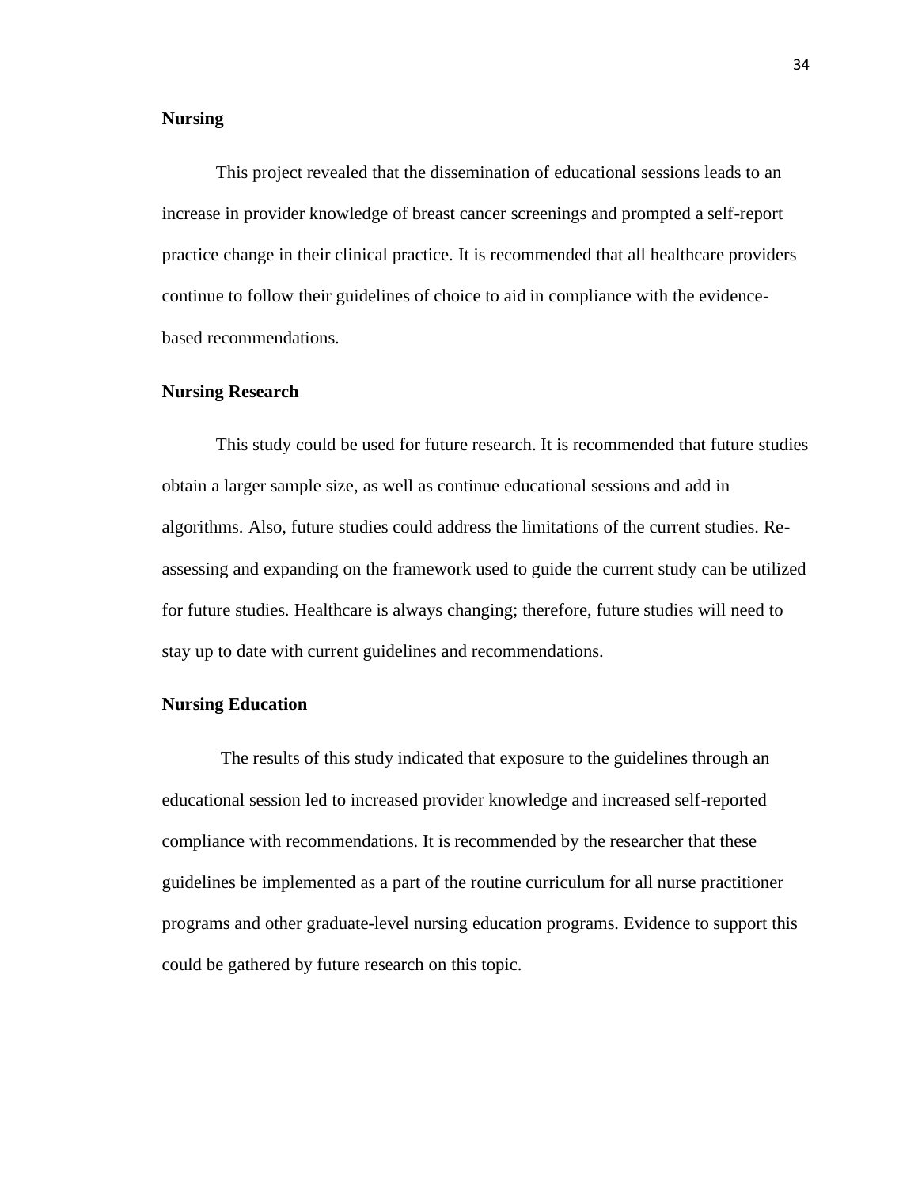**Nursing**

This project revealed that the dissemination of educational sessions leads to an increase in provider knowledge of breast cancer screenings and prompted a self-report practice change in their clinical practice. It is recommended that all healthcare providers continue to follow their guidelines of choice to aid in compliance with the evidence-based recommendations.

**Nursing Research**

This study could be used for future research. It is recommended that future studies obtain a larger sample size, as well as continue educational sessions and add in algorithms. Also, future studies could address the limitations of the current studies. Re-assessing and expanding on the framework used to guide the current study can be utilized for future studies. Healthcare is always changing; therefore, future studies will need to stay up to date with current guidelines and recommendations.

**Nursing Education**

The results of this study indicated that exposure to the guidelines through an educational session led to increased provider knowledge and increased self-reported compliance with recommendations. It is recommended by the researcher that these guidelines be implemented as a part of the routine curriculum for all nurse practitioner programs and other graduate-level nursing education programs. Evidence to support this could be gathered by future research on this topic.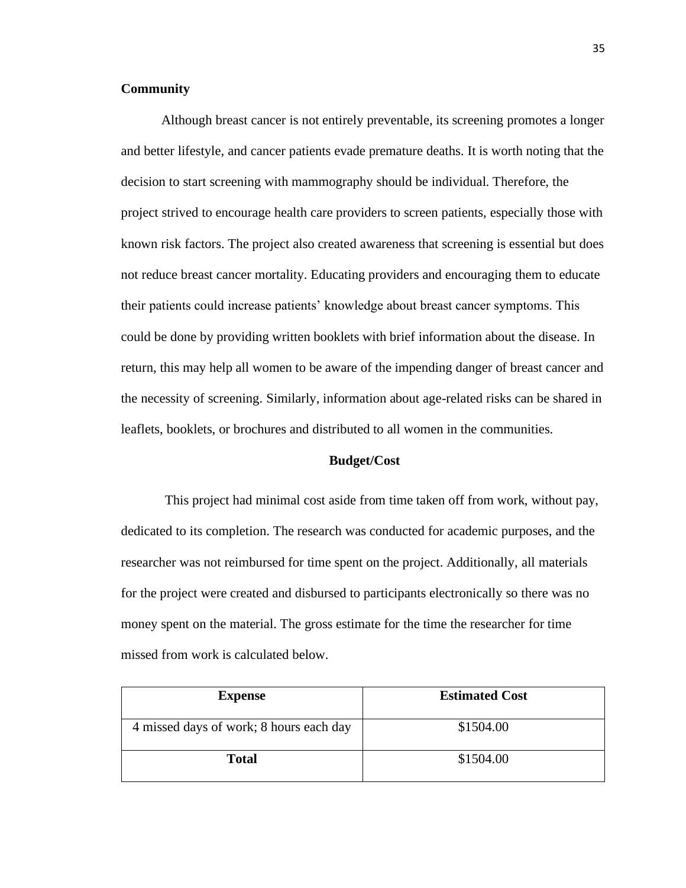**Community**

Although breast cancer is not entirely preventable, its screening promotes a longer and better lifestyle, and cancer patients evade premature deaths. It is worth noting that the decision to start screening with mammography should be individual. Therefore, the project strived to encourage health care providers to screen patients, especially those with known risk factors. The project also created awareness that screening is essential but does not reduce breast cancer mortality. Educating providers and encouraging them to educate their patients could increase patients' knowledge about breast cancer symptoms. This could be done by providing written booklets with brief information about the disease. In return, this may help all women to be aware of the impending danger of breast cancer and the necessity of screening. Similarly, information about age-related risks can be shared in leaflets, booklets, or brochures and distributed to all women in the communities.

## Budget/Cost

This project had minimal cost aside from time taken off from work, without pay, dedicated to its completion. The research was conducted for academic purposes, and the researcher was not reimbursed for time spent on the project. Additionally, all materials for the project were created and disbursed to participants electronically so there was no money spent on the material. The gross estimate for the time the researcher for time missed from work is calculated below.

| Expense | Estimated Cost |
| --- | --- |
| 4 missed days of work; 8 hours each day | $1504.00 |
| **Total** | $1504.00 |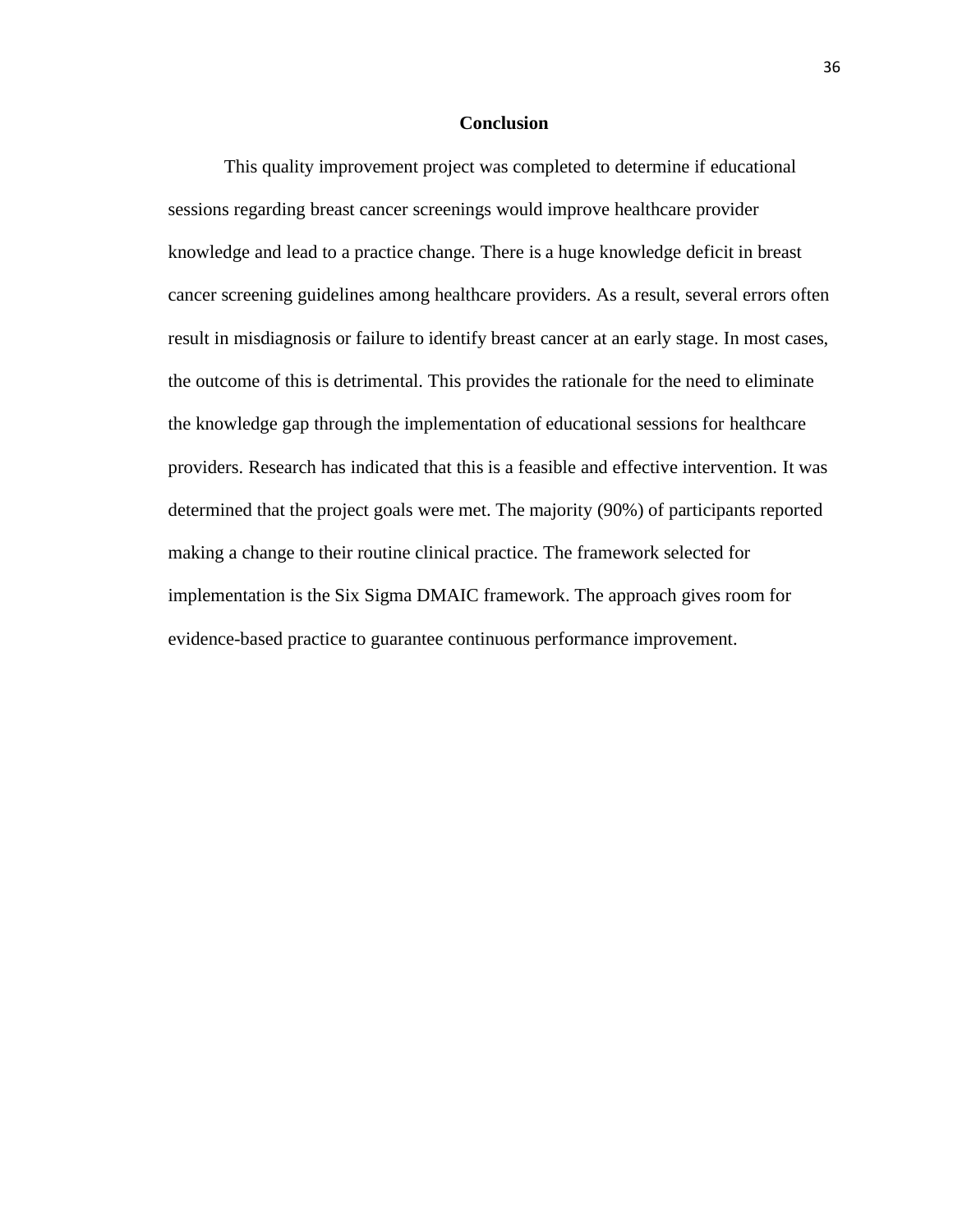## Conclusion

This quality improvement project was completed to determine if educational sessions regarding breast cancer screenings would improve healthcare provider knowledge and lead to a practice change. There is a huge knowledge deficit in breast cancer screening guidelines among healthcare providers. As a result, several errors often result in misdiagnosis or failure to identify breast cancer at an early stage. In most cases, the outcome of this is detrimental. This provides the rationale for the need to eliminate the knowledge gap through the implementation of educational sessions for healthcare providers. Research has indicated that this is a feasible and effective intervention. It was determined that the project goals were met. The majority (90%) of participants reported making a change to their routine clinical practice. The framework selected for implementation is the Six Sigma DMAIC framework. The approach gives room for evidence-based practice to guarantee continuous performance improvement.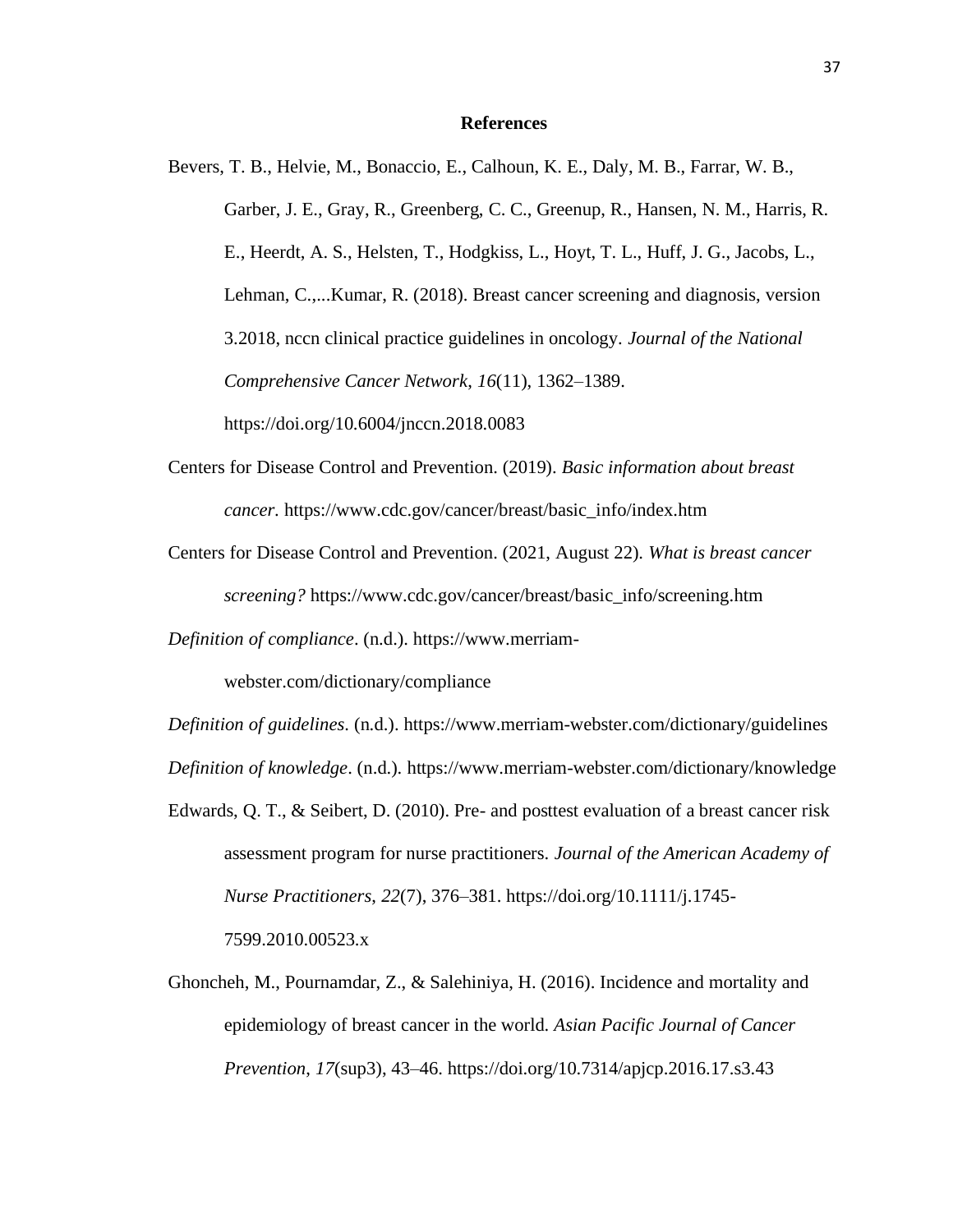## References

Bevers, T. B., Helvie, M., Bonaccio, E., Calhoun, K. E., Daly, M. B., Farrar, W. B., Garber, J. E., Gray, R., Greenberg, C. C., Greenup, R., Hansen, N. M., Harris, R. E., Heerdt, A. S., Helsten, T., Hodgkiss, L., Hoyt, T. L., Huff, J. G., Jacobs, L., Lehman, C.,...Kumar, R. (2018). Breast cancer screening and diagnosis, version 3.2018, nccn clinical practice guidelines in oncology. *Journal of the National Comprehensive Cancer Network*, *16*(11), 1362–1389. https://doi.org/10.6004/jnccn.2018.0083

Centers for Disease Control and Prevention. (2019). *Basic information about breast cancer*. https://www.cdc.gov/cancer/breast/basic_info/index.htm

Centers for Disease Control and Prevention. (2021, August 22). *What is breast cancer screening?* https://www.cdc.gov/cancer/breast/basic_info/screening.htm

*Definition of compliance*. (n.d.). https://www.merriam-webster.com/dictionary/compliance

*Definition of guidelines*. (n.d.). https://www.merriam-webster.com/dictionary/guidelines

*Definition of knowledge*. (n.d.). https://www.merriam-webster.com/dictionary/knowledge

Edwards, Q. T., & Seibert, D. (2010). Pre- and posttest evaluation of a breast cancer risk assessment program for nurse practitioners. *Journal of the American Academy of Nurse Practitioners*, *22*(7), 376–381. https://doi.org/10.1111/j.1745-7599.2010.00523.x

Ghoncheh, M., Pournamdar, Z., & Salehiniya, H. (2016). Incidence and mortality and epidemiology of breast cancer in the world. *Asian Pacific Journal of Cancer Prevention*, *17*(sup3), 43–46. https://doi.org/10.7314/apjcp.2016.17.s3.43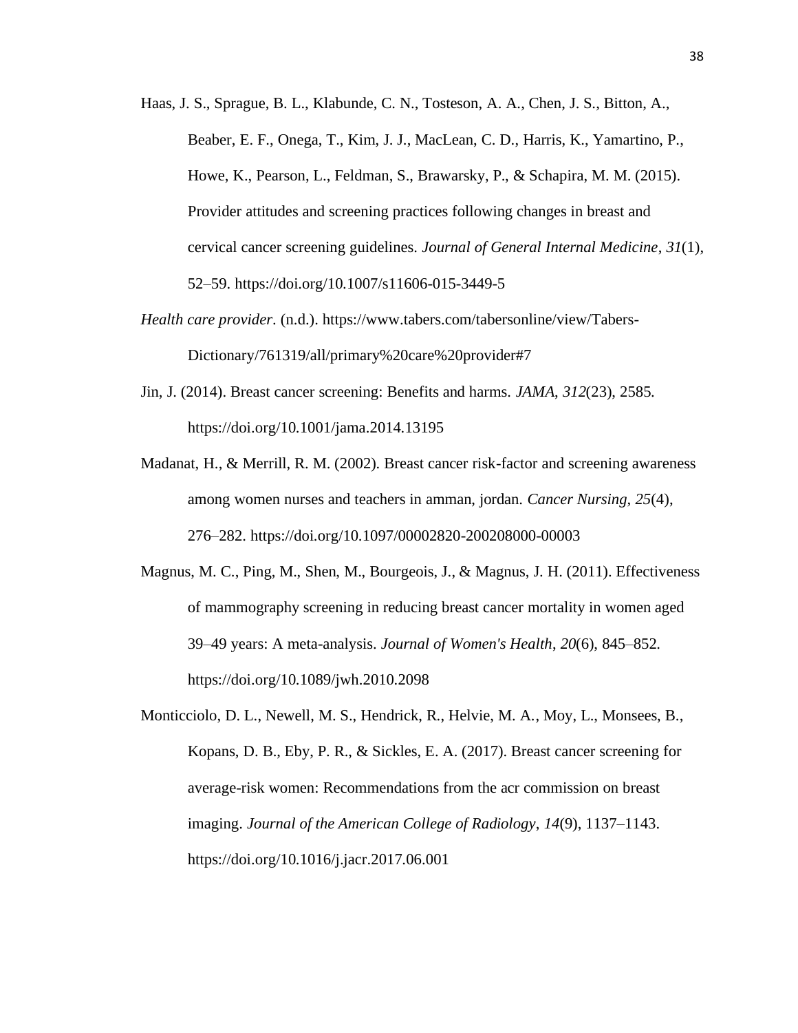Haas, J. S., Sprague, B. L., Klabunde, C. N., Tosteson, A. A., Chen, J. S., Bitton, A., Beaber, E. F., Onega, T., Kim, J. J., MacLean, C. D., Harris, K., Yamartino, P., Howe, K., Pearson, L., Feldman, S., Brawarsky, P., & Schapira, M. M. (2015). Provider attitudes and screening practices following changes in breast and cervical cancer screening guidelines. *Journal of General Internal Medicine*, *31*(1), 52–59. https://doi.org/10.1007/s11606-015-3449-5

*Health care provider*. (n.d.). https://www.tabers.com/tabersonline/view/Tabers-Dictionary/761319/all/primary%20care%20provider#7

Jin, J. (2014). Breast cancer screening: Benefits and harms. *JAMA*, *312*(23), 2585. https://doi.org/10.1001/jama.2014.13195

Madanat, H., & Merrill, R. M. (2002). Breast cancer risk-factor and screening awareness among women nurses and teachers in amman, jordan. *Cancer Nursing*, *25*(4), 276–282. https://doi.org/10.1097/00002820-200208000-00003

Magnus, M. C., Ping, M., Shen, M., Bourgeois, J., & Magnus, J. H. (2011). Effectiveness of mammography screening in reducing breast cancer mortality in women aged 39–49 years: A meta-analysis. *Journal of Women's Health*, *20*(6), 845–852. https://doi.org/10.1089/jwh.2010.2098

Monticciolo, D. L., Newell, M. S., Hendrick, R., Helvie, M. A., Moy, L., Monsees, B., Kopans, D. B., Eby, P. R., & Sickles, E. A. (2017). Breast cancer screening for average-risk women: Recommendations from the acr commission on breast imaging. *Journal of the American College of Radiology*, *14*(9), 1137–1143. https://doi.org/10.1016/j.jacr.2017.06.001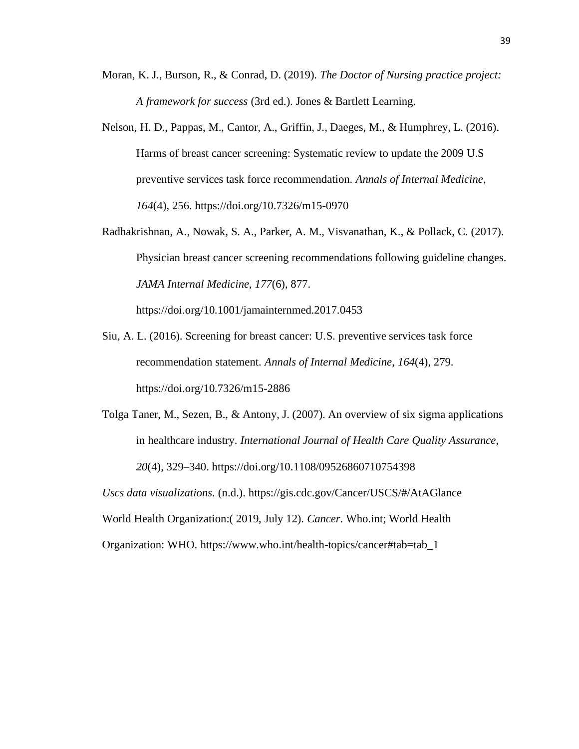Moran, K. J., Burson, R., & Conrad, D. (2019). *The Doctor of Nursing practice project: A framework for success* (3rd ed.). Jones & Bartlett Learning.

Nelson, H. D., Pappas, M., Cantor, A., Griffin, J., Daeges, M., & Humphrey, L. (2016). Harms of breast cancer screening: Systematic review to update the 2009 U.S preventive services task force recommendation. *Annals of Internal Medicine*, *164*(4), 256. https://doi.org/10.7326/m15-0970

Radhakrishnan, A., Nowak, S. A., Parker, A. M., Visvanathan, K., & Pollack, C. (2017). Physician breast cancer screening recommendations following guideline changes. *JAMA Internal Medicine*, *177*(6), 877. https://doi.org/10.1001/jamainternmed.2017.0453

Siu, A. L. (2016). Screening for breast cancer: U.S. preventive services task force recommendation statement. *Annals of Internal Medicine*, *164*(4), 279. https://doi.org/10.7326/m15-2886

Tolga Taner, M., Sezen, B., & Antony, J. (2007). An overview of six sigma applications in healthcare industry. *International Journal of Health Care Quality Assurance*, *20*(4), 329–340. https://doi.org/10.1108/09526860710754398

*Uscs data visualizations*. (n.d.). https://gis.cdc.gov/Cancer/USCS/#/AtAGlance

World Health Organization:( 2019, July 12). *Cancer*. Who.int; World Health Organization: WHO. https://www.who.int/health-topics/cancer#tab=tab_1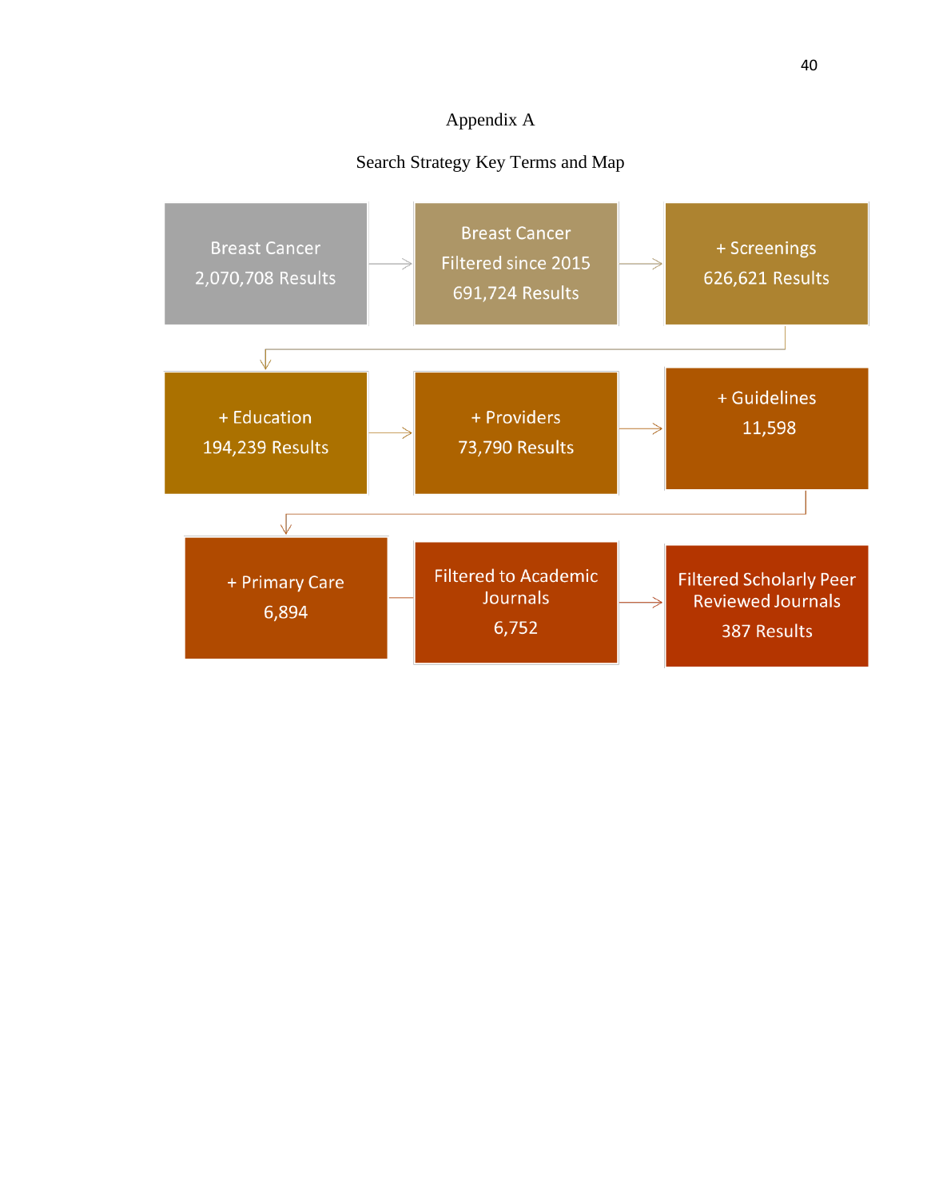# Appendix A

## Search Strategy Key Terms and Map

Breast Cancer
2,070,708 Results

→ Breast Cancer
Filtered since 2015
691,724 Results

→ + Screenings
626,621 Results

→ + Education
194,239 Results

→ + Providers
73,790 Results

→ + Guidelines
11,598

→ + Primary Care
6,894

→ Filtered to Academic Journals
6,752

→ Filtered Scholarly Peer Reviewed Journals
387 Results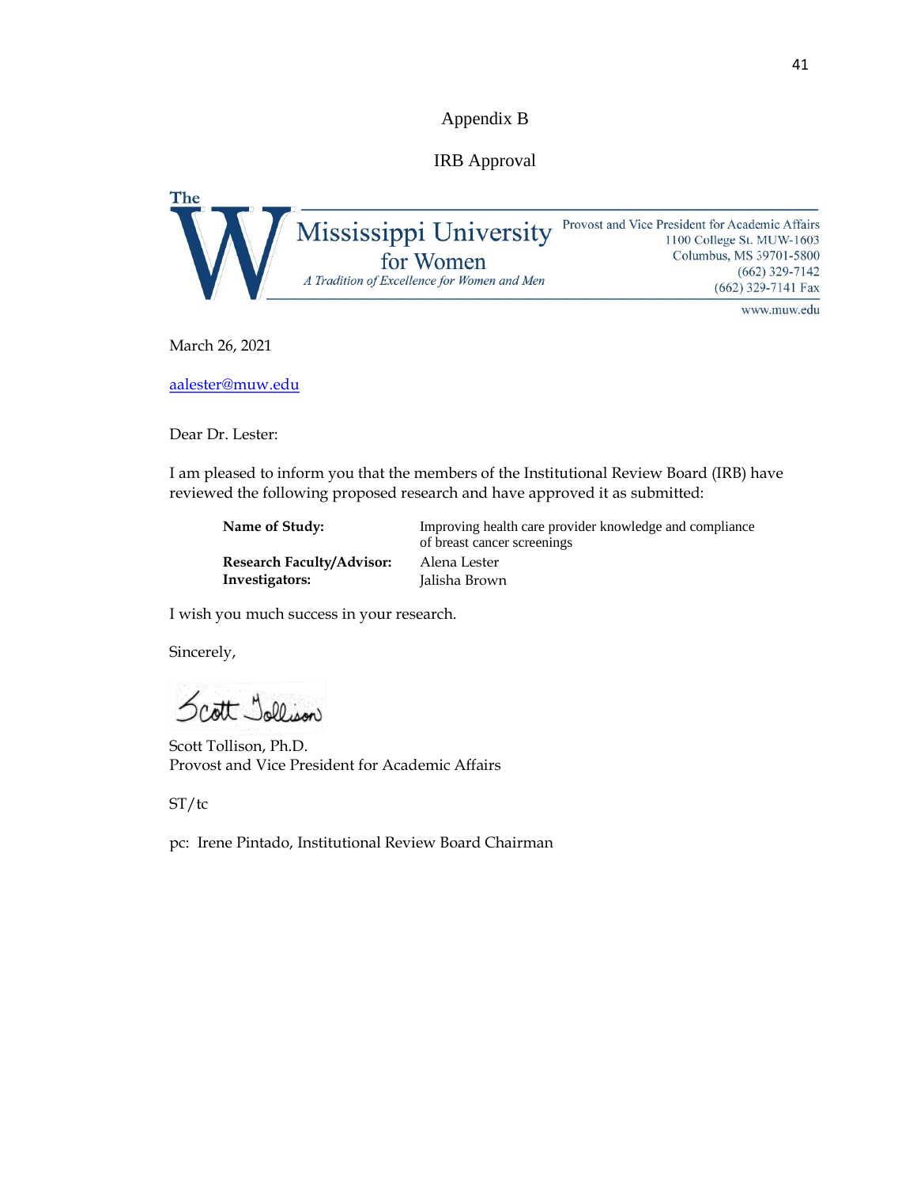# Appendix B

## IRB Approval

The **W** Mississippi University for Women
*A Tradition of Excellence for Women and Men*

Provost and Vice President for Academic Affairs
1100 College St. MUW-1603
Columbus, MS 39701-5800
(662) 329-7142
(662) 329-7141 Fax
www.muw.edu

March 26, 2021

aalester@muw.edu

Dear Dr. Lester:

I am pleased to inform you that the members of the Institutional Review Board (IRB) have reviewed the following proposed research and have approved it as submitted:

| | |
|---|---|
| **Name of Study:** | Improving health care provider knowledge and compliance of breast cancer screenings |
| **Research Faculty/Advisor:** | Alena Lester |
| **Investigators:** | Jalisha Brown |

I wish you much success in your research.

Sincerely,

Scott Tollison

Scott Tollison, Ph.D.
Provost and Vice President for Academic Affairs

ST/tc

pc: Irene Pintado, Institutional Review Board Chairman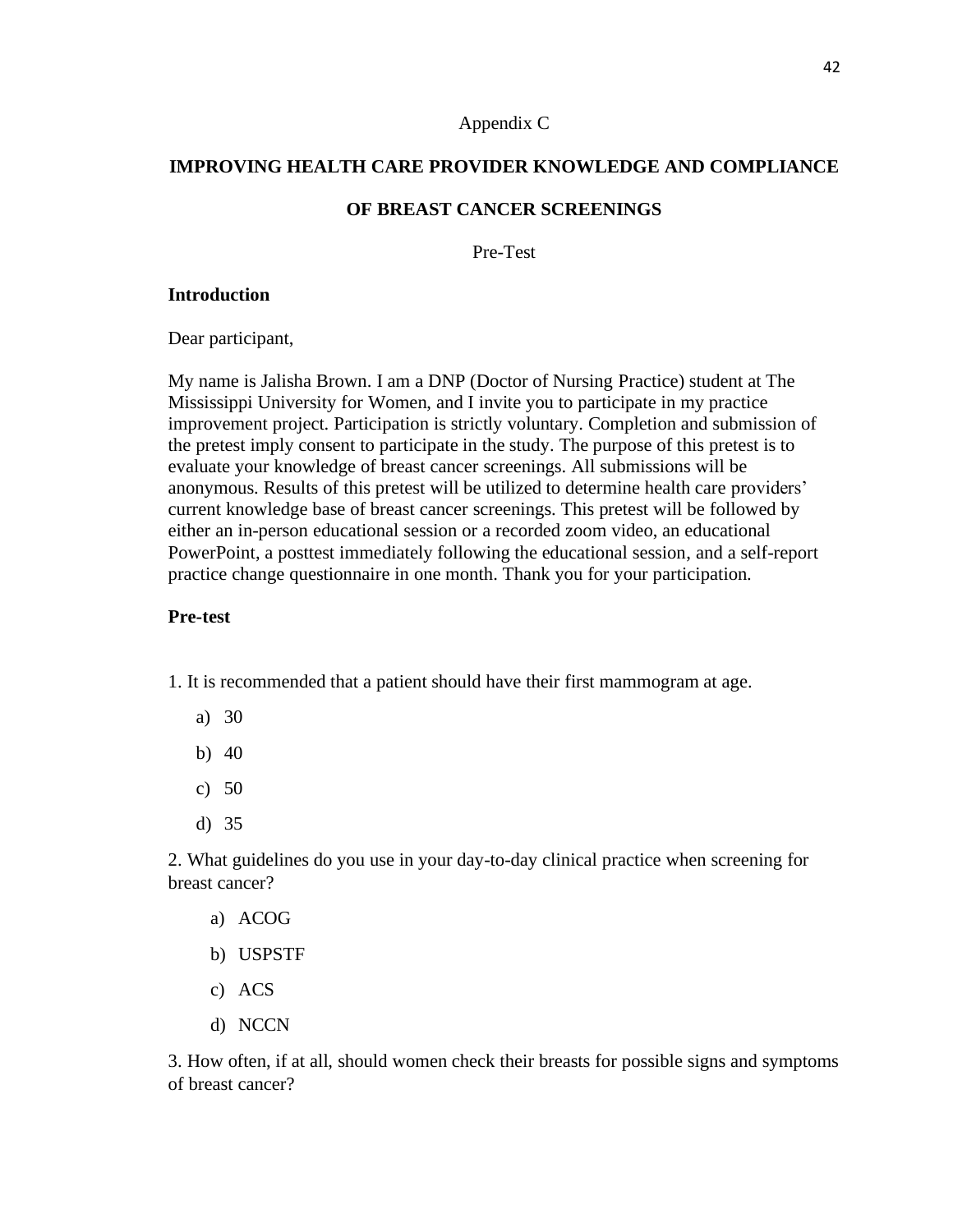Appendix C

**IMPROVING HEALTH CARE PROVIDER KNOWLEDGE AND COMPLIANCE**

**OF BREAST CANCER SCREENINGS**

Pre-Test

**Introduction**

Dear participant,

My name is Jalisha Brown. I am a DNP (Doctor of Nursing Practice) student at The Mississippi University for Women, and I invite you to participate in my practice improvement project. Participation is strictly voluntary. Completion and submission of the pretest imply consent to participate in the study. The purpose of this pretest is to evaluate your knowledge of breast cancer screenings. All submissions will be anonymous. Results of this pretest will be utilized to determine health care providers' current knowledge base of breast cancer screenings. This pretest will be followed by either an in-person educational session or a recorded zoom video, an educational PowerPoint, a posttest immediately following the educational session, and a self-report practice change questionnaire in one month. Thank you for your participation.

**Pre-test**

1. It is recommended that a patient should have their first mammogram at age.

   a) 30

   b) 40

   c) 50

   d) 35

2. What guidelines do you use in your day-to-day clinical practice when screening for breast cancer?

   a) ACOG

   b) USPSTF

   c) ACS

   d) NCCN

3. How often, if at all, should women check their breasts for possible signs and symptoms of breast cancer?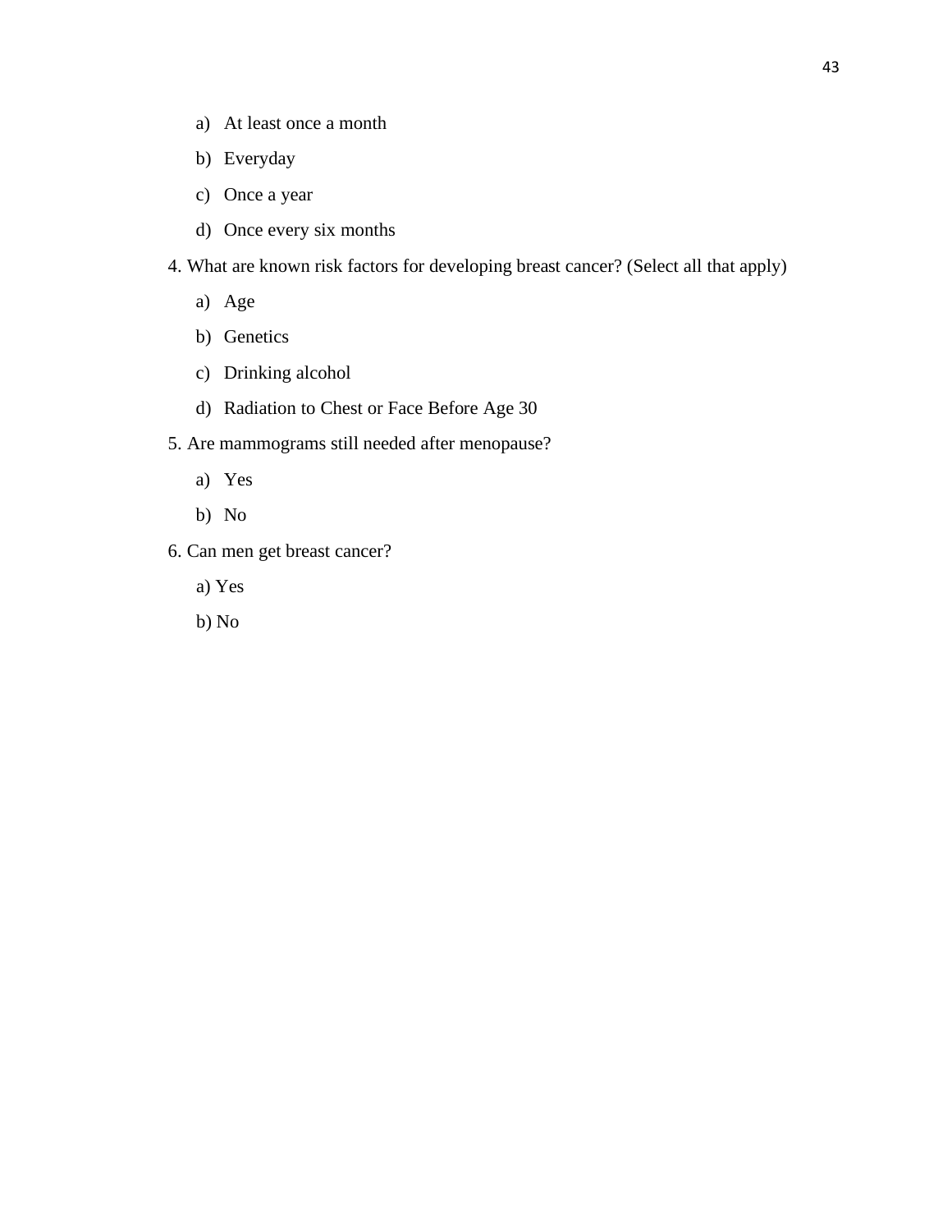a) At least once a month
b) Everyday
c) Once a year
d) Once every six months

4. What are known risk factors for developing breast cancer? (Select all that apply)

a) Age
b) Genetics
c) Drinking alcohol
d) Radiation to Chest or Face Before Age 30

5. Are mammograms still needed after menopause?

a) Yes
b) No

6. Can men get breast cancer?

a) Yes
b) No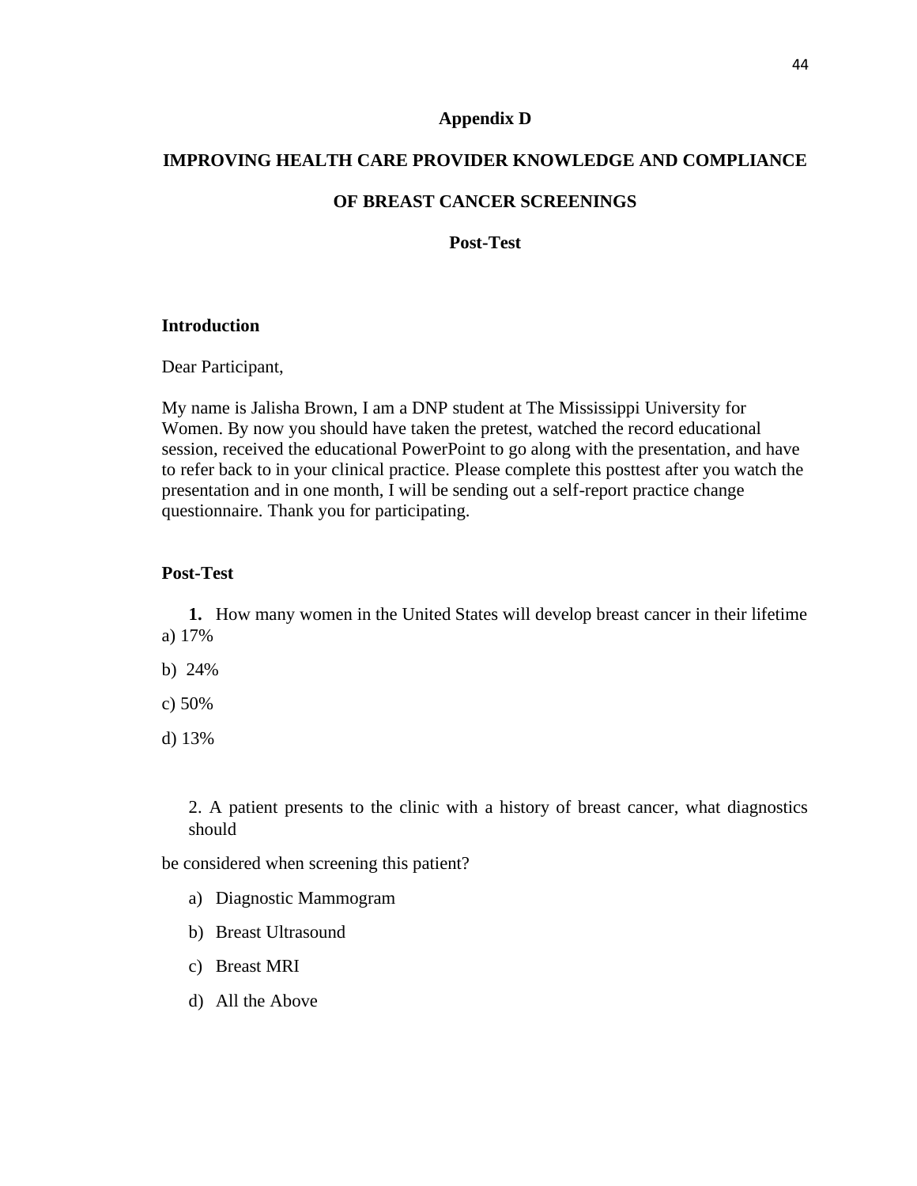# Appendix D

# IMPROVING HEALTH CARE PROVIDER KNOWLEDGE AND COMPLIANCE OF BREAST CANCER SCREENINGS

## Post-Test

### Introduction

Dear Participant,

My name is Jalisha Brown, I am a DNP student at The Mississippi University for Women. By now you should have taken the pretest, watched the record educational session, received the educational PowerPoint to go along with the presentation, and have to refer back to in your clinical practice. Please complete this posttest after you watch the presentation and in one month, I will be sending out a self-report practice change questionnaire. Thank you for participating.

### Post-Test

**1.** How many women in the United States will develop breast cancer in their lifetime

a) 17%

b) 24%

c) 50%

d) 13%

2. A patient presents to the clinic with a history of breast cancer, what diagnostics should be considered when screening this patient?

a) Diagnostic Mammogram

b) Breast Ultrasound

c) Breast MRI

d) All the Above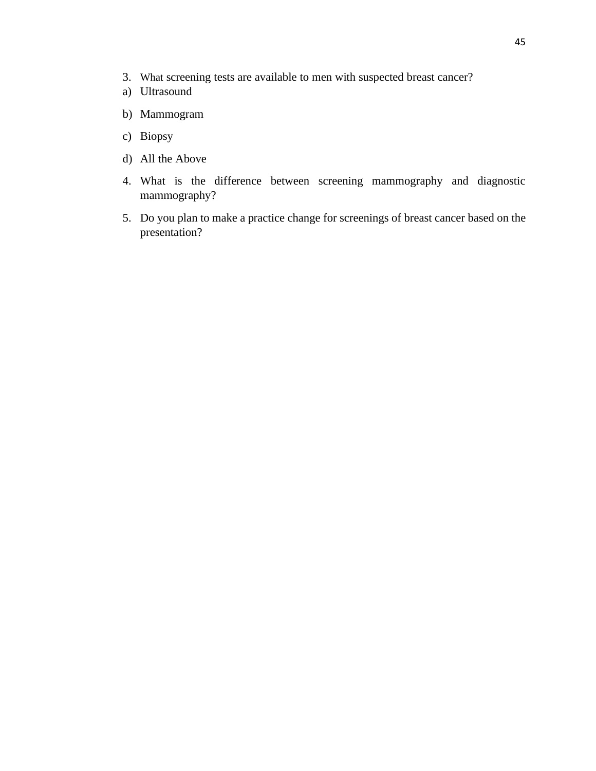3. What screening tests are available to men with suspected breast cancer?

a) Ultrasound

b) Mammogram

c) Biopsy

d) All the Above

4. What is the difference between screening mammography and diagnostic mammography?

5. Do you plan to make a practice change for screenings of breast cancer based on the presentation?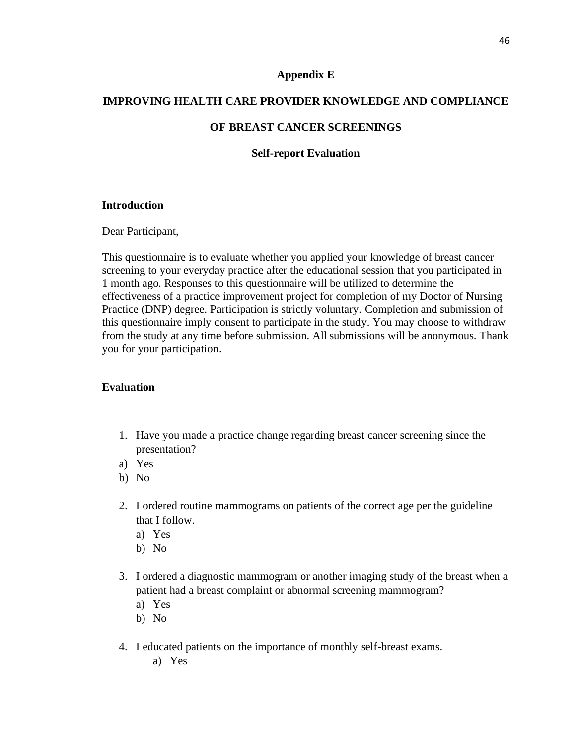## Appendix E

## IMPROVING HEALTH CARE PROVIDER KNOWLEDGE AND COMPLIANCE OF BREAST CANCER SCREENINGS

### Self-report Evaluation

**Introduction**

Dear Participant,

This questionnaire is to evaluate whether you applied your knowledge of breast cancer screening to your everyday practice after the educational session that you participated in 1 month ago. Responses to this questionnaire will be utilized to determine the effectiveness of a practice improvement project for completion of my Doctor of Nursing Practice (DNP) degree. Participation is strictly voluntary. Completion and submission of this questionnaire imply consent to participate in the study. You may choose to withdraw from the study at any time before submission. All submissions will be anonymous. Thank you for your participation.

**Evaluation**

1. Have you made a practice change regarding breast cancer screening since the presentation?

a) Yes
b) No

2. I ordered routine mammograms on patients of the correct age per the guideline that I follow.
   a) Yes
   b) No

3. I ordered a diagnostic mammogram or another imaging study of the breast when a patient had a breast complaint or abnormal screening mammogram?
   a) Yes
   b) No

4. I educated patients on the importance of monthly self-breast exams.
   a) Yes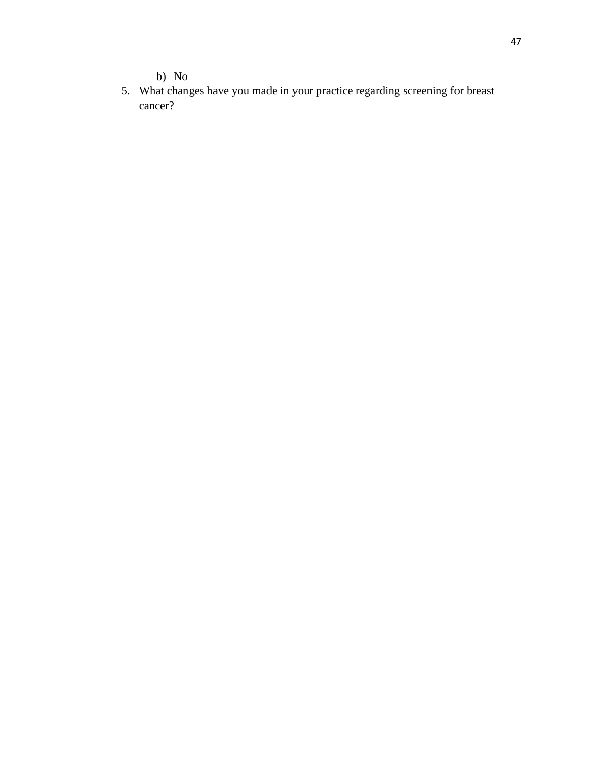b) No

5. What changes have you made in your practice regarding screening for breast cancer?